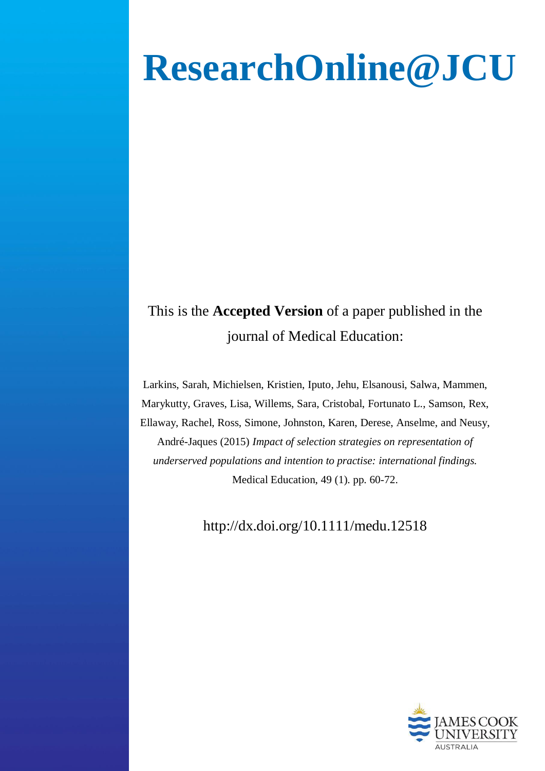# ResearchOnline@JCU

This is the **Accepted Version** of a paper published in the journal of Medical Education:

Larkins, Sarah, Michielsen, Kristien, Iputo, Jehu, Elsanousi, Salwa, Mammen, Marykutty, Graves, Lisa, Willems, Sara, Cristobal, Fortunato L., Samson, Rex, Ellaway, Rachel, Ross, Simone, Johnston, Karen, Derese, Anselme, and Neusy, André-Jaques (2015) *Impact of selection strategies on representation of underserved populations and intention to practise: international findings.* Medical Education, 49 (1). pp. 60-72.

http://dx.doi.org/10.1111/medu.12518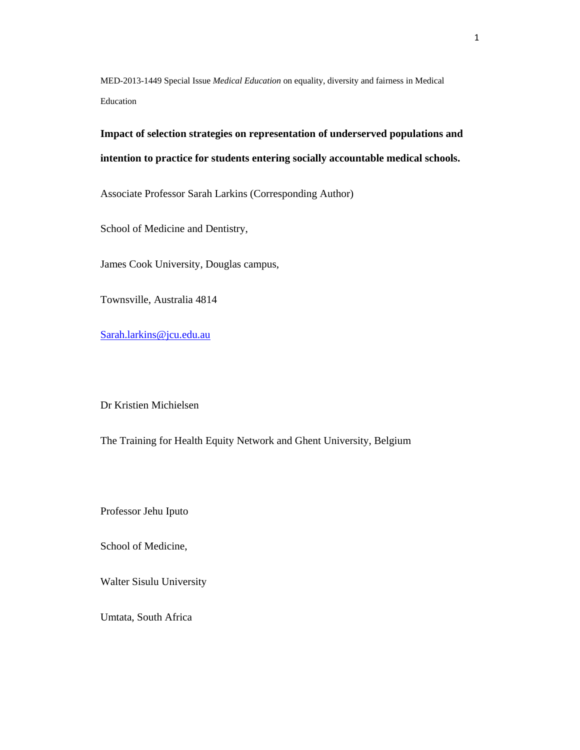MED-2013-1449 Special Issue *Medical Education* on equality, diversity and fairness in Medical Education

**Impact of selection strategies on representation of underserved populations and intention to practice for students entering socially accountable medical schools.**

Associate Professor Sarah Larkins (Corresponding Author)

School of Medicine and Dentistry,

James Cook University, Douglas campus,

Townsville, Australia 4814

Sarah.larkins@jcu.edu.au

Dr Kristien Michielsen

The Training for Health Equity Network and Ghent University, Belgium

Professor Jehu Iputo

School of Medicine,

Walter Sisulu University

Umtata, South Africa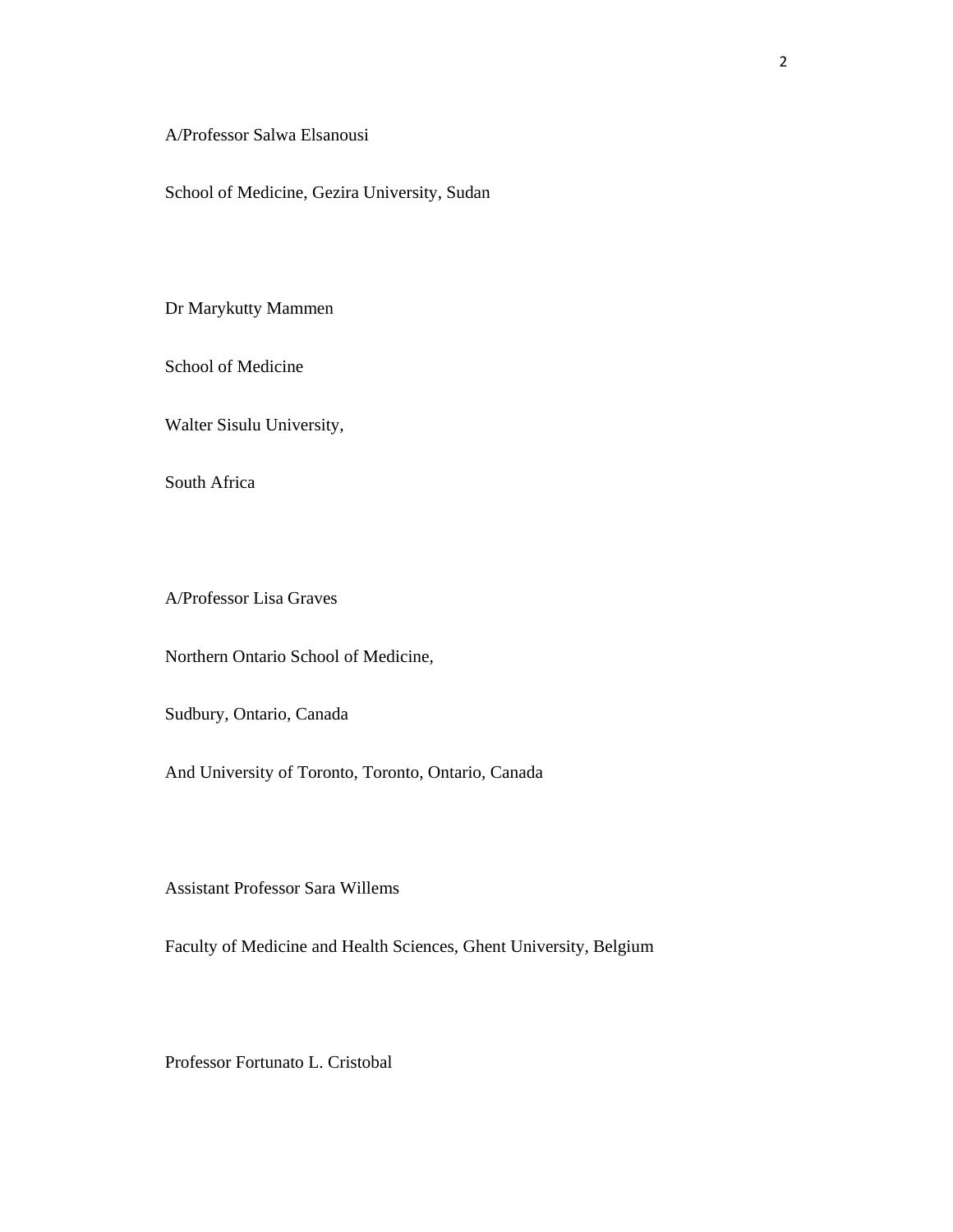A/Professor Salwa Elsanousi

School of Medicine, Gezira University, Sudan

Dr Marykutty Mammen

School of Medicine

Walter Sisulu University,

South Africa

A/Professor Lisa Graves

Northern Ontario School of Medicine,

Sudbury, Ontario, Canada

And University of Toronto, Toronto, Ontario, Canada

Assistant Professor Sara Willems

Faculty of Medicine and Health Sciences, Ghent University, Belgium

Professor Fortunato L. Cristobal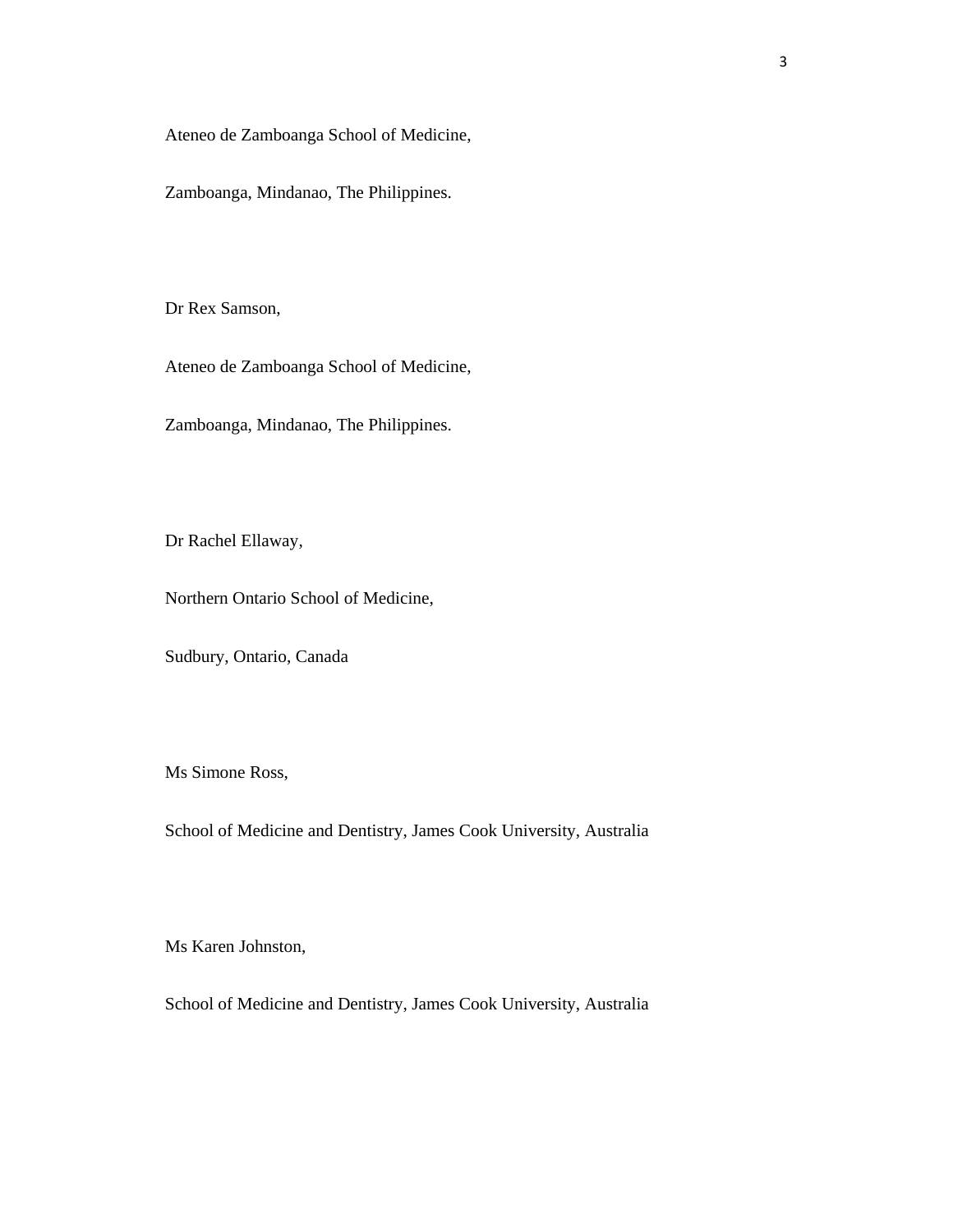Ateneo de Zamboanga School of Medicine,

Zamboanga, Mindanao, The Philippines.

Dr Rex Samson,

Ateneo de Zamboanga School of Medicine,

Zamboanga, Mindanao, The Philippines.

Dr Rachel Ellaway,

Northern Ontario School of Medicine,

Sudbury, Ontario, Canada

Ms Simone Ross,

School of Medicine and Dentistry, James Cook University, Australia

Ms Karen Johnston,

School of Medicine and Dentistry, James Cook University, Australia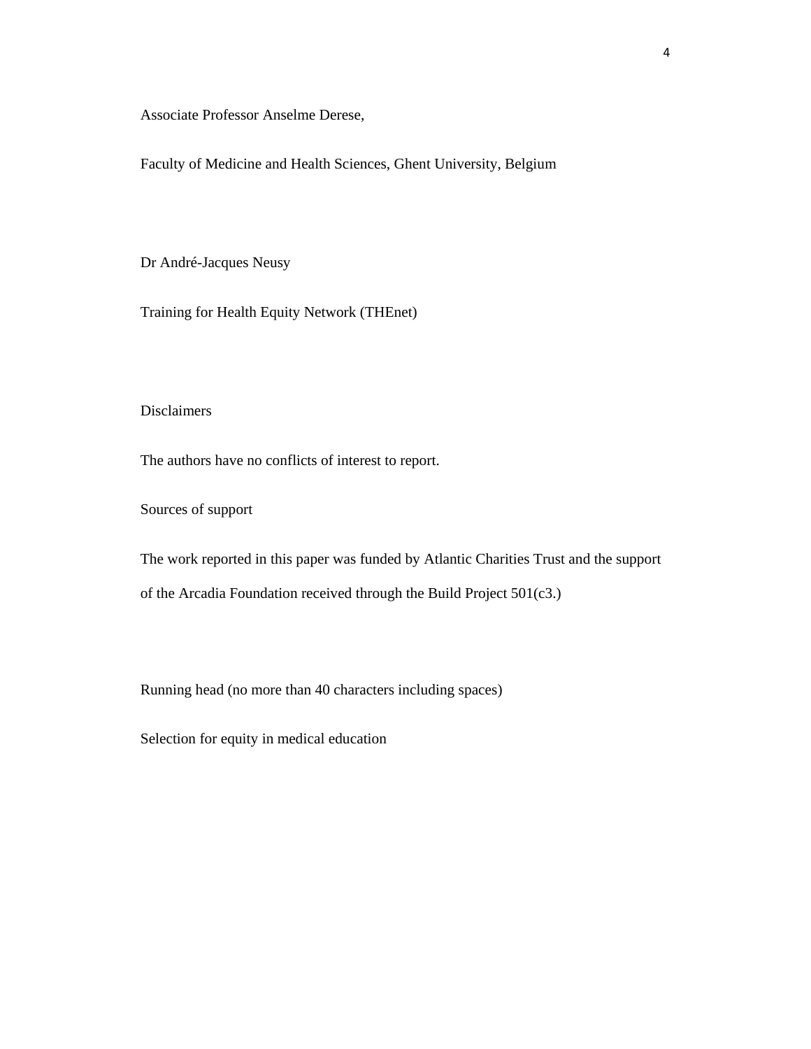Associate Professor Anselme Derese,

Faculty of Medicine and Health Sciences, Ghent University, Belgium

Dr André-Jacques Neusy

Training for Health Equity Network (THEnet)

Disclaimers

The authors have no conflicts of interest to report.

Sources of support

The work reported in this paper was funded by Atlantic Charities Trust and the support of the Arcadia Foundation received through the Build Project 501(c3.)

Running head (no more than 40 characters including spaces)

Selection for equity in medical education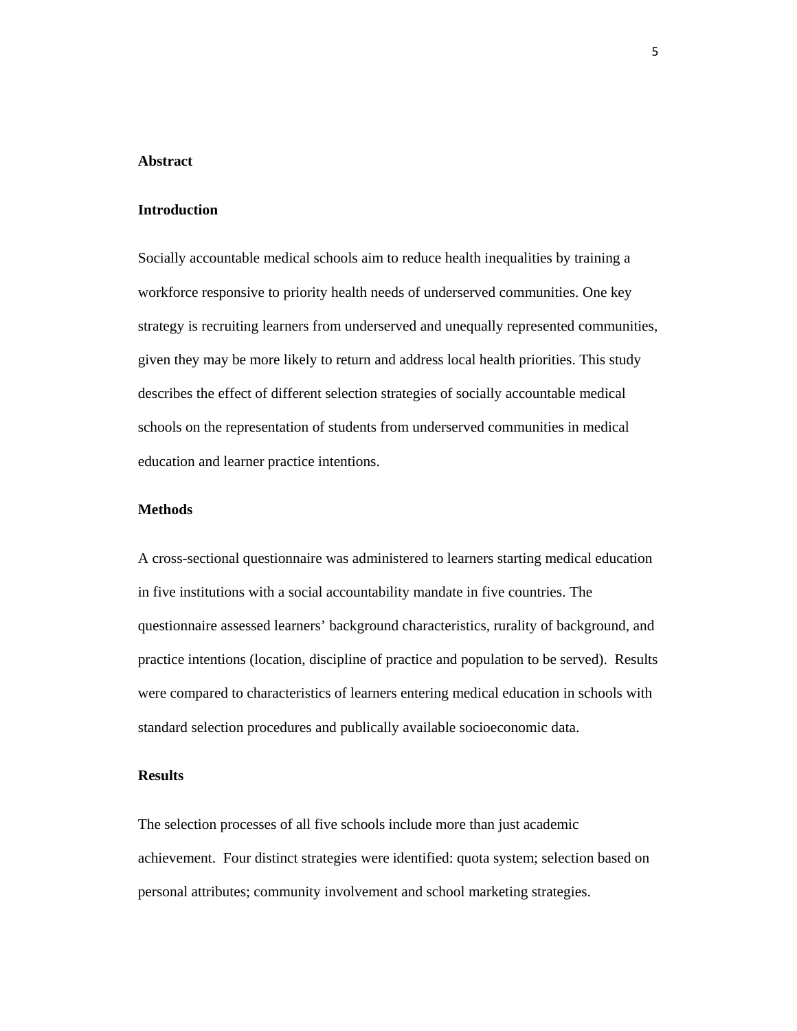## Abstract

### Introduction

Socially accountable medical schools aim to reduce health inequalities by training a workforce responsive to priority health needs of underserved communities. One key strategy is recruiting learners from underserved and unequally represented communities, given they may be more likely to return and address local health priorities. This study describes the effect of different selection strategies of socially accountable medical schools on the representation of students from underserved communities in medical education and learner practice intentions.

### Methods

A cross-sectional questionnaire was administered to learners starting medical education in five institutions with a social accountability mandate in five countries. The questionnaire assessed learners' background characteristics, rurality of background, and practice intentions (location, discipline of practice and population to be served). Results were compared to characteristics of learners entering medical education in schools with standard selection procedures and publically available socioeconomic data.

### Results

The selection processes of all five schools include more than just academic achievement. Four distinct strategies were identified: quota system; selection based on personal attributes; community involvement and school marketing strategies.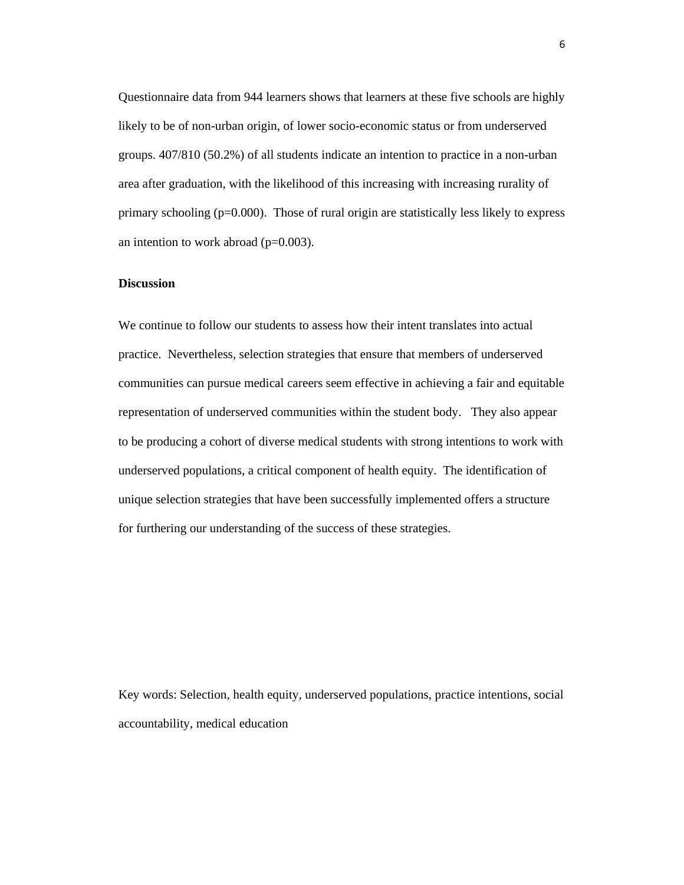Questionnaire data from 944 learners shows that learners at these five schools are highly likely to be of non-urban origin, of lower socio-economic status or from underserved groups. 407/810 (50.2%) of all students indicate an intention to practice in a non-urban area after graduation, with the likelihood of this increasing with increasing rurality of primary schooling ($p=0.000$). Those of rural origin are statistically less likely to express an intention to work abroad ($p=0.003$).

**Discussion**

We continue to follow our students to assess how their intent translates into actual practice. Nevertheless, selection strategies that ensure that members of underserved communities can pursue medical careers seem effective in achieving a fair and equitable representation of underserved communities within the student body. They also appear to be producing a cohort of diverse medical students with strong intentions to work with underserved populations, a critical component of health equity. The identification of unique selection strategies that have been successfully implemented offers a structure for furthering our understanding of the success of these strategies.

Key words: Selection, health equity, underserved populations, practice intentions, social accountability, medical education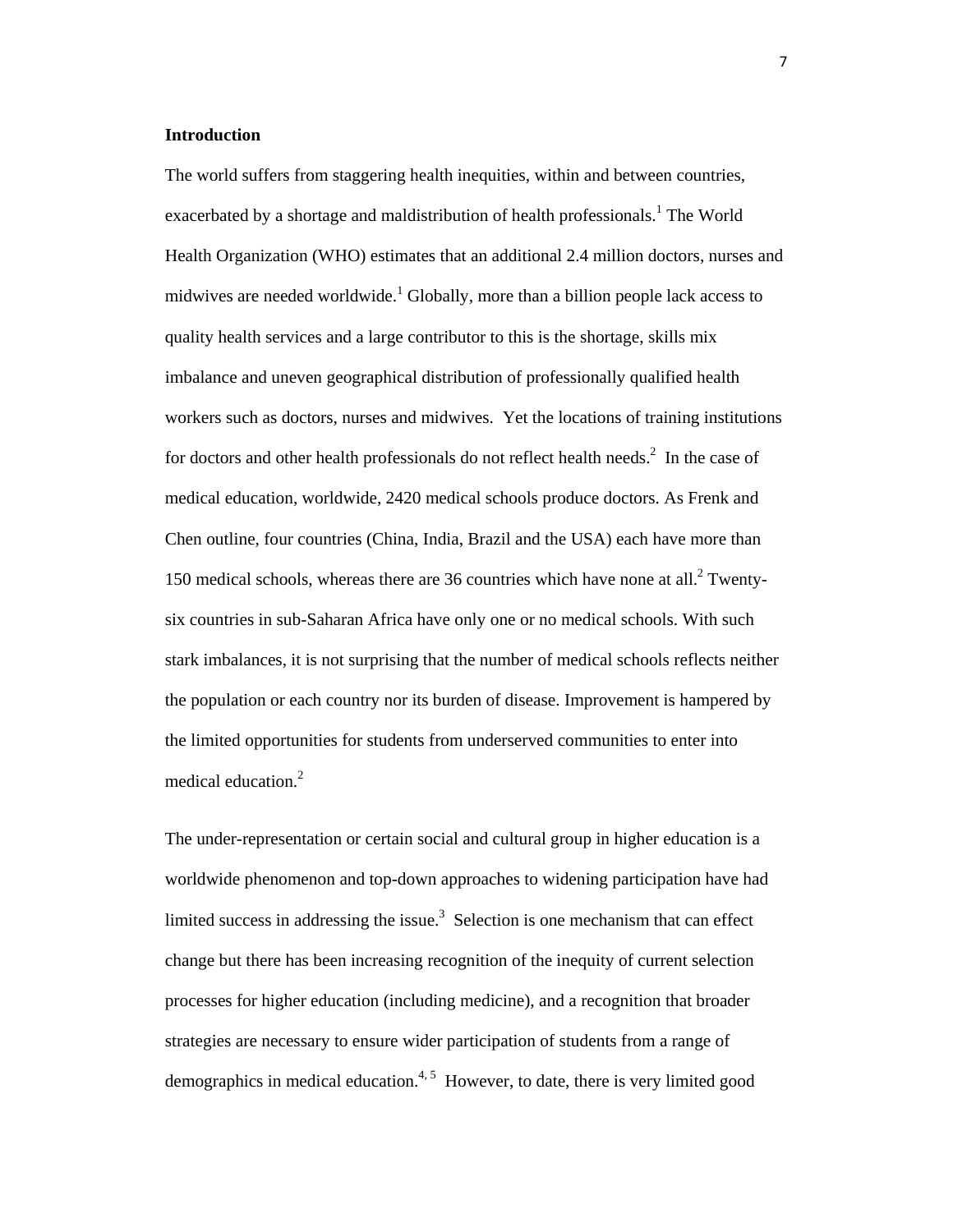**Introduction**

The world suffers from staggering health inequities, within and between countries, exacerbated by a shortage and maldistribution of health professionals.[1] The World Health Organization (WHO) estimates that an additional 2.4 million doctors, nurses and midwives are needed worldwide.[1] Globally, more than a billion people lack access to quality health services and a large contributor to this is the shortage, skills mix imbalance and uneven geographical distribution of professionally qualified health workers such as doctors, nurses and midwives. Yet the locations of training institutions for doctors and other health professionals do not reflect health needs.[2] In the case of medical education, worldwide, 2420 medical schools produce doctors. As Frenk and Chen outline, four countries (China, India, Brazil and the USA) each have more than 150 medical schools, whereas there are 36 countries which have none at all.[2] Twenty-six countries in sub-Saharan Africa have only one or no medical schools. With such stark imbalances, it is not surprising that the number of medical schools reflects neither the population or each country nor its burden of disease. Improvement is hampered by the limited opportunities for students from underserved communities to enter into medical education.[2]

The under-representation or certain social and cultural group in higher education is a worldwide phenomenon and top-down approaches to widening participation have had limited success in addressing the issue.[3] Selection is one mechanism that can effect change but there has been increasing recognition of the inequity of current selection processes for higher education (including medicine), and a recognition that broader strategies are necessary to ensure wider participation of students from a range of demographics in medical education.[4, 5] However, to date, there is very limited good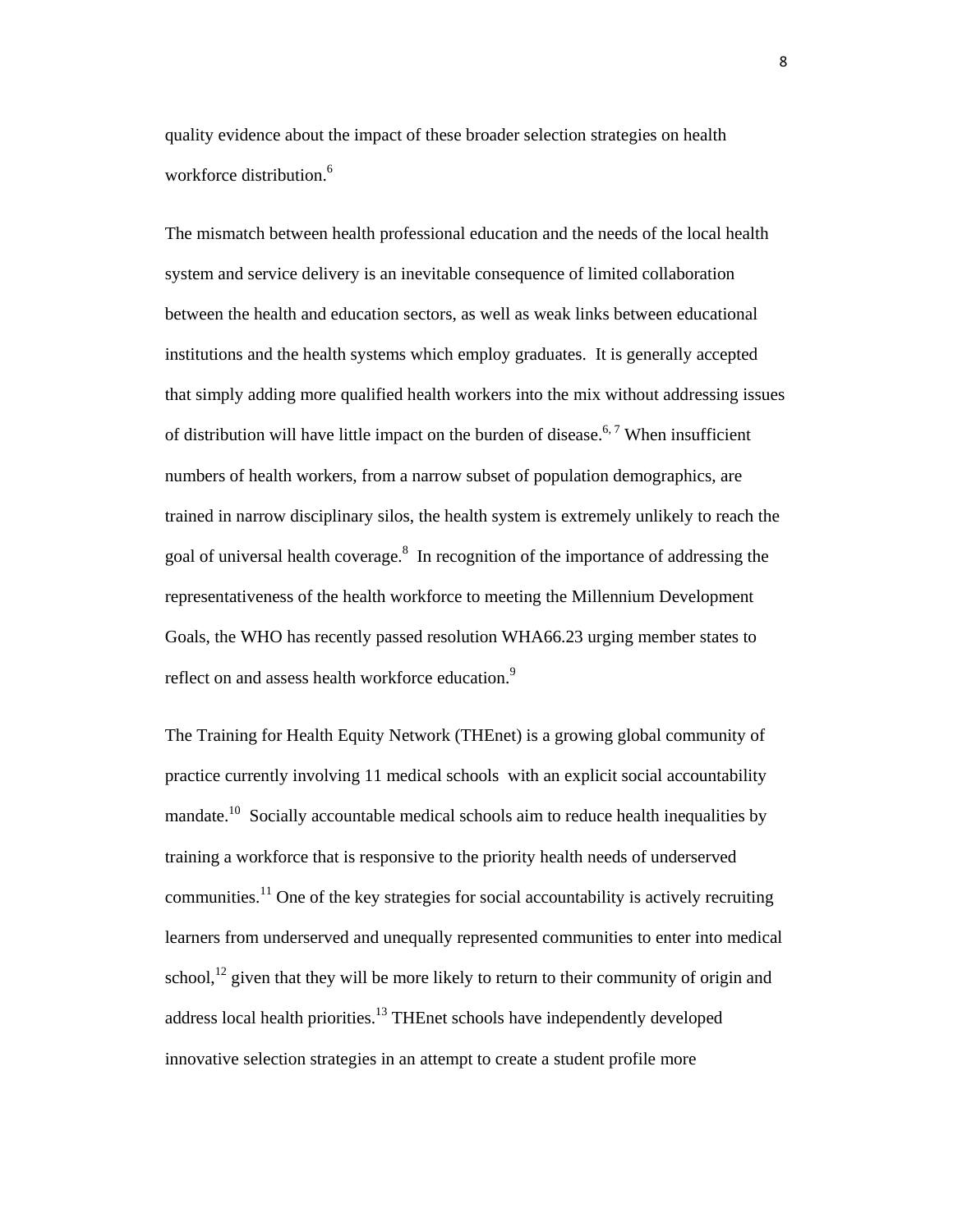quality evidence about the impact of these broader selection strategies on health workforce distribution.[6]

The mismatch between health professional education and the needs of the local health system and service delivery is an inevitable consequence of limited collaboration between the health and education sectors, as well as weak links between educational institutions and the health systems which employ graduates. It is generally accepted that simply adding more qualified health workers into the mix without addressing issues of distribution will have little impact on the burden of disease.[6, 7] When insufficient numbers of health workers, from a narrow subset of population demographics, are trained in narrow disciplinary silos, the health system is extremely unlikely to reach the goal of universal health coverage.[8] In recognition of the importance of addressing the representativeness of the health workforce to meeting the Millennium Development Goals, the WHO has recently passed resolution WHA66.23 urging member states to reflect on and assess health workforce education.[9]

The Training for Health Equity Network (THEnet) is a growing global community of practice currently involving 11 medical schools with an explicit social accountability mandate.[10] Socially accountable medical schools aim to reduce health inequalities by training a workforce that is responsive to the priority health needs of underserved communities.[11] One of the key strategies for social accountability is actively recruiting learners from underserved and unequally represented communities to enter into medical school,[12] given that they will be more likely to return to their community of origin and address local health priorities.[13] THEnet schools have independently developed innovative selection strategies in an attempt to create a student profile more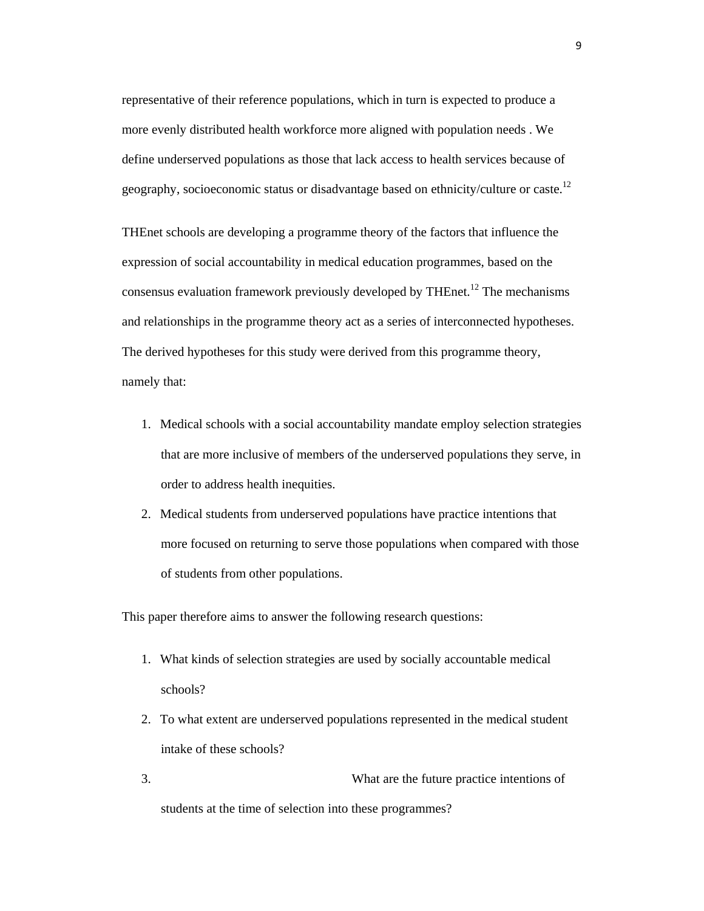representative of their reference populations, which in turn is expected to produce a more evenly distributed health workforce more aligned with population needs . We define underserved populations as those that lack access to health services because of geography, socioeconomic status or disadvantage based on ethnicity/culture or caste.[12]

THEnet schools are developing a programme theory of the factors that influence the expression of social accountability in medical education programmes, based on the consensus evaluation framework previously developed by THEnet.[12] The mechanisms and relationships in the programme theory act as a series of interconnected hypotheses. The derived hypotheses for this study were derived from this programme theory, namely that:

1. Medical schools with a social accountability mandate employ selection strategies that are more inclusive of members of the underserved populations they serve, in order to address health inequities.
2. Medical students from underserved populations have practice intentions that more focused on returning to serve those populations when compared with those of students from other populations.

This paper therefore aims to answer the following research questions:

1. What kinds of selection strategies are used by socially accountable medical schools?
2. To what extent are underserved populations represented in the medical student intake of these schools?
3. What are the future practice intentions of students at the time of selection into these programmes?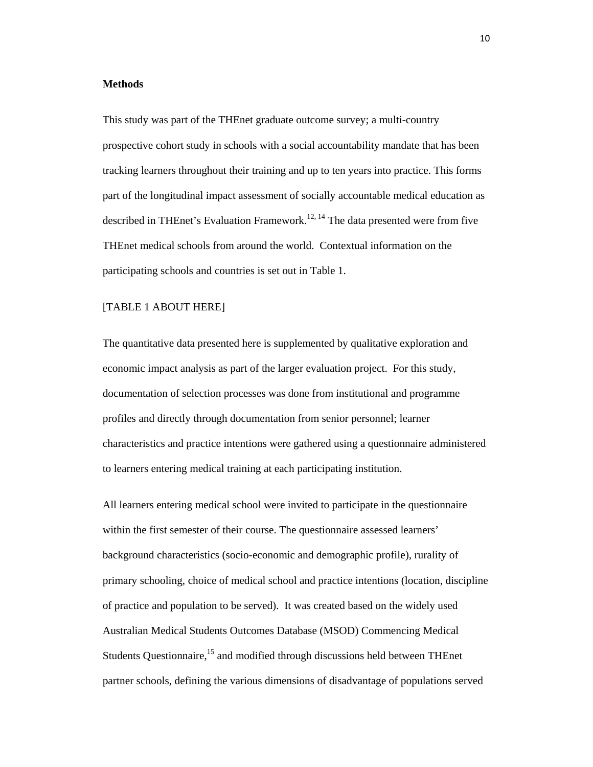## Methods

This study was part of the THEnet graduate outcome survey; a multi-country prospective cohort study in schools with a social accountability mandate that has been tracking learners throughout their training and up to ten years into practice. This forms part of the longitudinal impact assessment of socially accountable medical education as described in THEnet's Evaluation Framework.[12, 14] The data presented were from five THEnet medical schools from around the world. Contextual information on the participating schools and countries is set out in Table 1.

[TABLE 1 ABOUT HERE]

The quantitative data presented here is supplemented by qualitative exploration and economic impact analysis as part of the larger evaluation project. For this study, documentation of selection processes was done from institutional and programme profiles and directly through documentation from senior personnel; learner characteristics and practice intentions were gathered using a questionnaire administered to learners entering medical training at each participating institution.

All learners entering medical school were invited to participate in the questionnaire within the first semester of their course. The questionnaire assessed learners' background characteristics (socio-economic and demographic profile), rurality of primary schooling, choice of medical school and practice intentions (location, discipline of practice and population to be served). It was created based on the widely used Australian Medical Students Outcomes Database (MSOD) Commencing Medical Students Questionnaire,[15] and modified through discussions held between THEnet partner schools, defining the various dimensions of disadvantage of populations served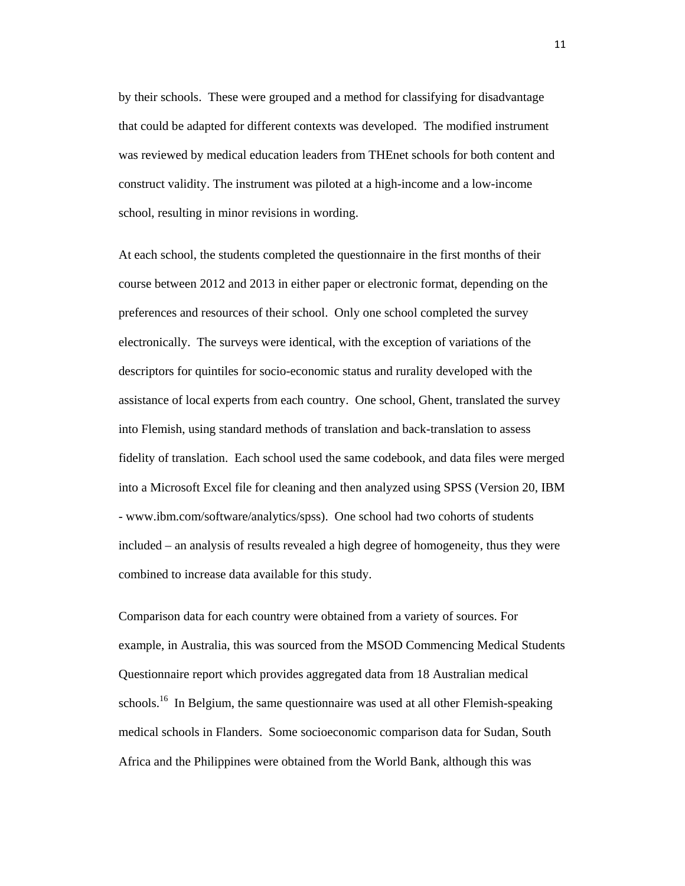by their schools. These were grouped and a method for classifying for disadvantage that could be adapted for different contexts was developed. The modified instrument was reviewed by medical education leaders from THEnet schools for both content and construct validity. The instrument was piloted at a high-income and a low-income school, resulting in minor revisions in wording.

At each school, the students completed the questionnaire in the first months of their course between 2012 and 2013 in either paper or electronic format, depending on the preferences and resources of their school. Only one school completed the survey electronically. The surveys were identical, with the exception of variations of the descriptors for quintiles for socio-economic status and rurality developed with the assistance of local experts from each country. One school, Ghent, translated the survey into Flemish, using standard methods of translation and back-translation to assess fidelity of translation. Each school used the same codebook, and data files were merged into a Microsoft Excel file for cleaning and then analyzed using SPSS (Version 20, IBM - www.ibm.com/software/analytics/spss). One school had two cohorts of students included – an analysis of results revealed a high degree of homogeneity, thus they were combined to increase data available for this study.

Comparison data for each country were obtained from a variety of sources. For example, in Australia, this was sourced from the MSOD Commencing Medical Students Questionnaire report which provides aggregated data from 18 Australian medical schools.[16] In Belgium, the same questionnaire was used at all other Flemish-speaking medical schools in Flanders. Some socioeconomic comparison data for Sudan, South Africa and the Philippines were obtained from the World Bank, although this was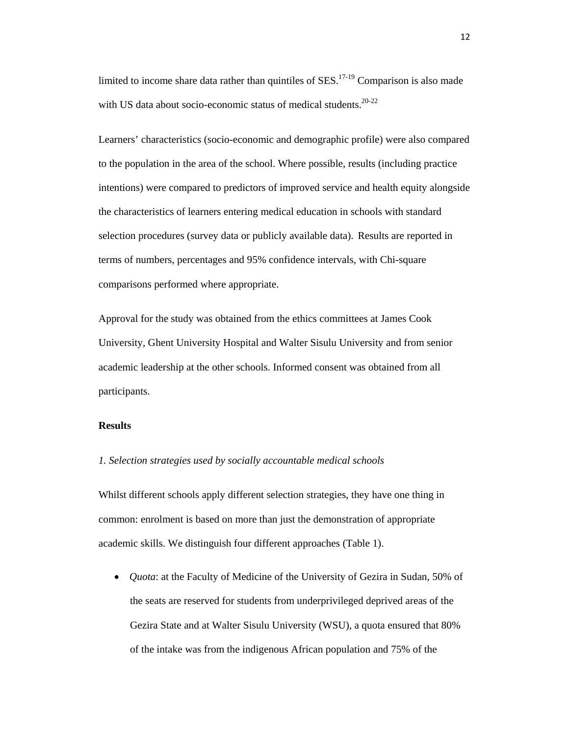limited to income share data rather than quintiles of SES.[17-19] Comparison is also made with US data about socio-economic status of medical students.[20-22]

Learners' characteristics (socio-economic and demographic profile) were also compared to the population in the area of the school. Where possible, results (including practice intentions) were compared to predictors of improved service and health equity alongside the characteristics of learners entering medical education in schools with standard selection procedures (survey data or publicly available data). Results are reported in terms of numbers, percentages and 95% confidence intervals, with Chi-square comparisons performed where appropriate.

Approval for the study was obtained from the ethics committees at James Cook University, Ghent University Hospital and Walter Sisulu University and from senior academic leadership at the other schools. Informed consent was obtained from all participants.

**Results**

*1. Selection strategies used by socially accountable medical schools*

Whilst different schools apply different selection strategies, they have one thing in common: enrolment is based on more than just the demonstration of appropriate academic skills. We distinguish four different approaches (Table 1).

- *Quota*: at the Faculty of Medicine of the University of Gezira in Sudan, 50% of the seats are reserved for students from underprivileged deprived areas of the Gezira State and at Walter Sisulu University (WSU), a quota ensured that 80% of the intake was from the indigenous African population and 75% of the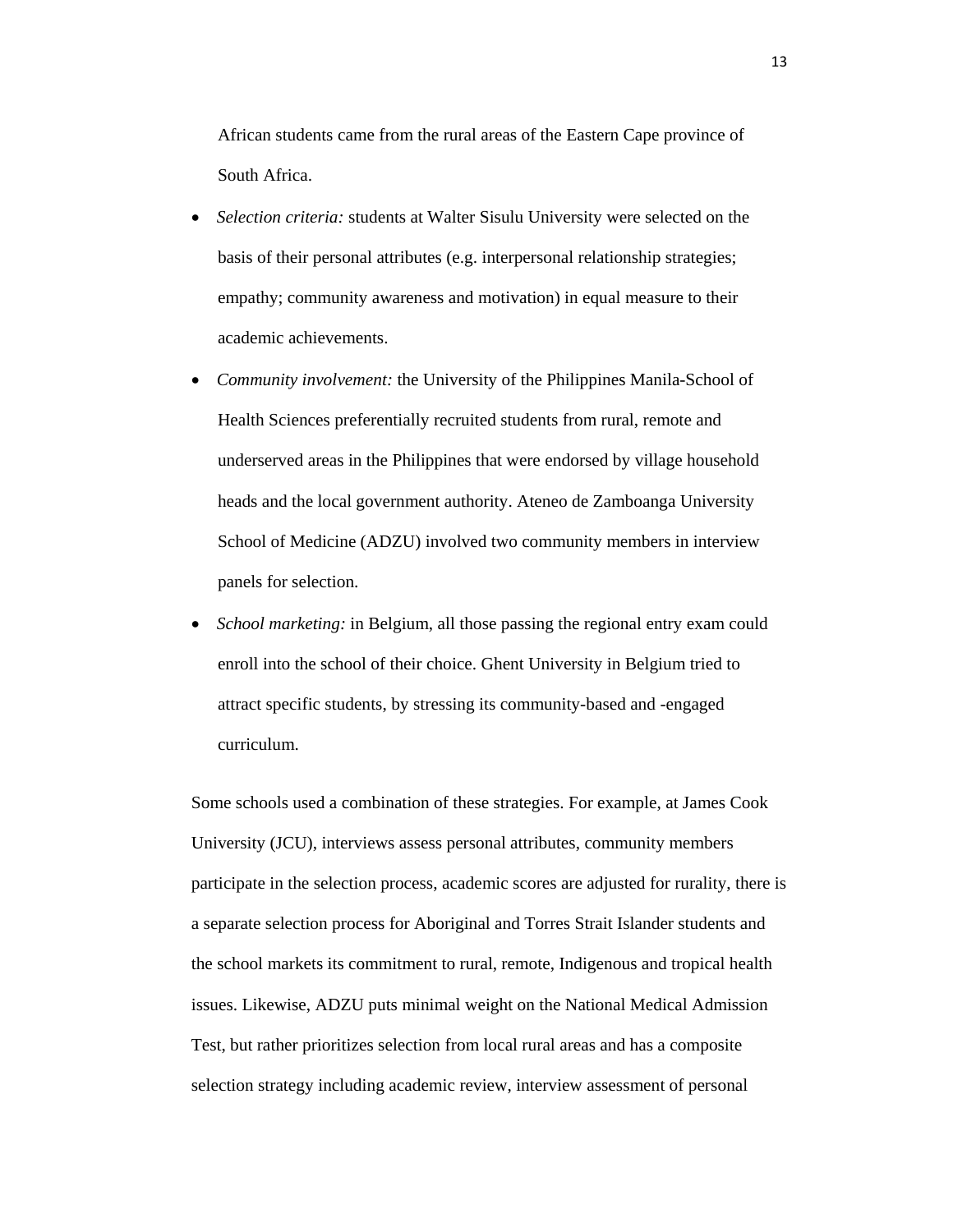African students came from the rural areas of the Eastern Cape province of South Africa.

- *Selection criteria:* students at Walter Sisulu University were selected on the basis of their personal attributes (e.g. interpersonal relationship strategies; empathy; community awareness and motivation) in equal measure to their academic achievements.
- *Community involvement:* the University of the Philippines Manila-School of Health Sciences preferentially recruited students from rural, remote and underserved areas in the Philippines that were endorsed by village household heads and the local government authority. Ateneo de Zamboanga University School of Medicine (ADZU) involved two community members in interview panels for selection.
- *School marketing:* in Belgium, all those passing the regional entry exam could enroll into the school of their choice. Ghent University in Belgium tried to attract specific students, by stressing its community-based and -engaged curriculum.

Some schools used a combination of these strategies. For example, at James Cook University (JCU), interviews assess personal attributes, community members participate in the selection process, academic scores are adjusted for rurality, there is a separate selection process for Aboriginal and Torres Strait Islander students and the school markets its commitment to rural, remote, Indigenous and tropical health issues. Likewise, ADZU puts minimal weight on the National Medical Admission Test, but rather prioritizes selection from local rural areas and has a composite selection strategy including academic review, interview assessment of personal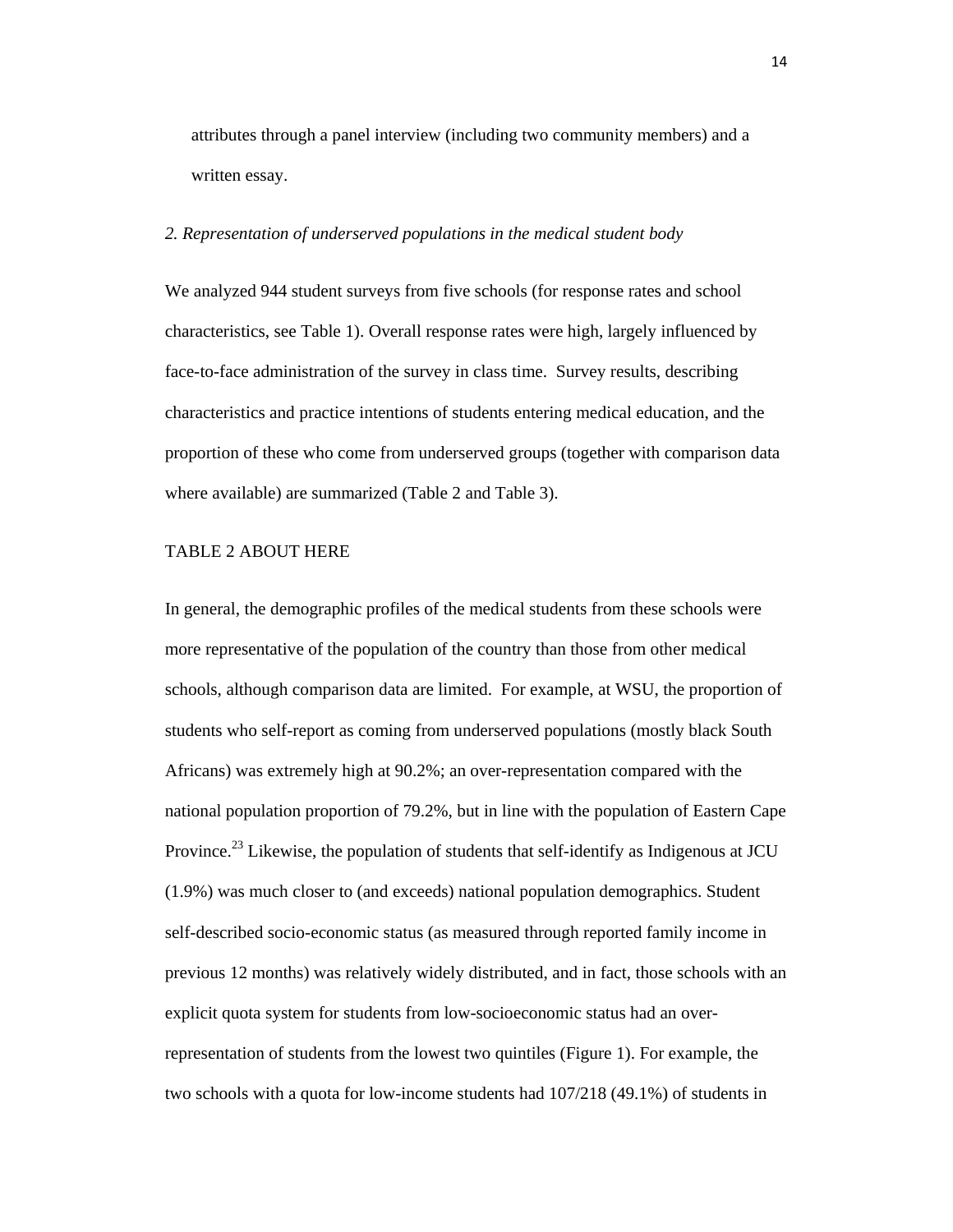attributes through a panel interview (including two community members) and a written essay.

*2. Representation of underserved populations in the medical student body*

We analyzed 944 student surveys from five schools (for response rates and school characteristics, see Table 1). Overall response rates were high, largely influenced by face-to-face administration of the survey in class time. Survey results, describing characteristics and practice intentions of students entering medical education, and the proportion of these who come from underserved groups (together with comparison data where available) are summarized (Table 2 and Table 3).

TABLE 2 ABOUT HERE

In general, the demographic profiles of the medical students from these schools were more representative of the population of the country than those from other medical schools, although comparison data are limited. For example, at WSU, the proportion of students who self-report as coming from underserved populations (mostly black South Africans) was extremely high at 90.2%; an over-representation compared with the national population proportion of 79.2%, but in line with the population of Eastern Cape Province.[23] Likewise, the population of students that self-identify as Indigenous at JCU (1.9%) was much closer to (and exceeds) national population demographics. Student self-described socio-economic status (as measured through reported family income in previous 12 months) was relatively widely distributed, and in fact, those schools with an explicit quota system for students from low-socioeconomic status had an over-representation of students from the lowest two quintiles (Figure 1). For example, the two schools with a quota for low-income students had 107/218 (49.1%) of students in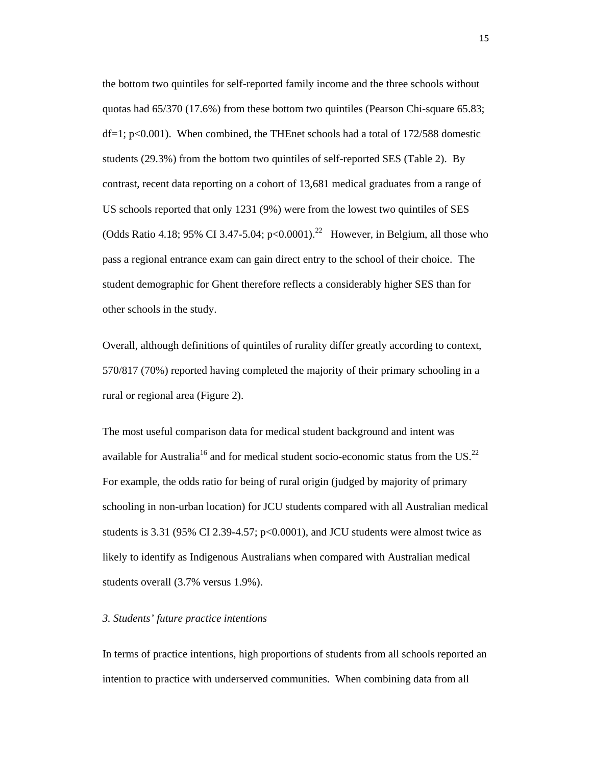the bottom two quintiles for self-reported family income and the three schools without quotas had 65/370 (17.6%) from these bottom two quintiles (Pearson Chi-square 65.83; df=1; p<0.001). When combined, the THEnet schools had a total of 172/588 domestic students (29.3%) from the bottom two quintiles of self-reported SES (Table 2). By contrast, recent data reporting on a cohort of 13,681 medical graduates from a range of US schools reported that only 1231 (9%) were from the lowest two quintiles of SES (Odds Ratio 4.18; 95% CI 3.47-5.04; p<0.0001).[22] However, in Belgium, all those who pass a regional entrance exam can gain direct entry to the school of their choice. The student demographic for Ghent therefore reflects a considerably higher SES than for other schools in the study.

Overall, although definitions of quintiles of rurality differ greatly according to context, 570/817 (70%) reported having completed the majority of their primary schooling in a rural or regional area (Figure 2).

The most useful comparison data for medical student background and intent was available for Australia[16] and for medical student socio-economic status from the US.[22] For example, the odds ratio for being of rural origin (judged by majority of primary schooling in non-urban location) for JCU students compared with all Australian medical students is 3.31 (95% CI 2.39-4.57; p<0.0001), and JCU students were almost twice as likely to identify as Indigenous Australians when compared with Australian medical students overall (3.7% versus 1.9%).

*3. Students' future practice intentions*

In terms of practice intentions, high proportions of students from all schools reported an intention to practice with underserved communities. When combining data from all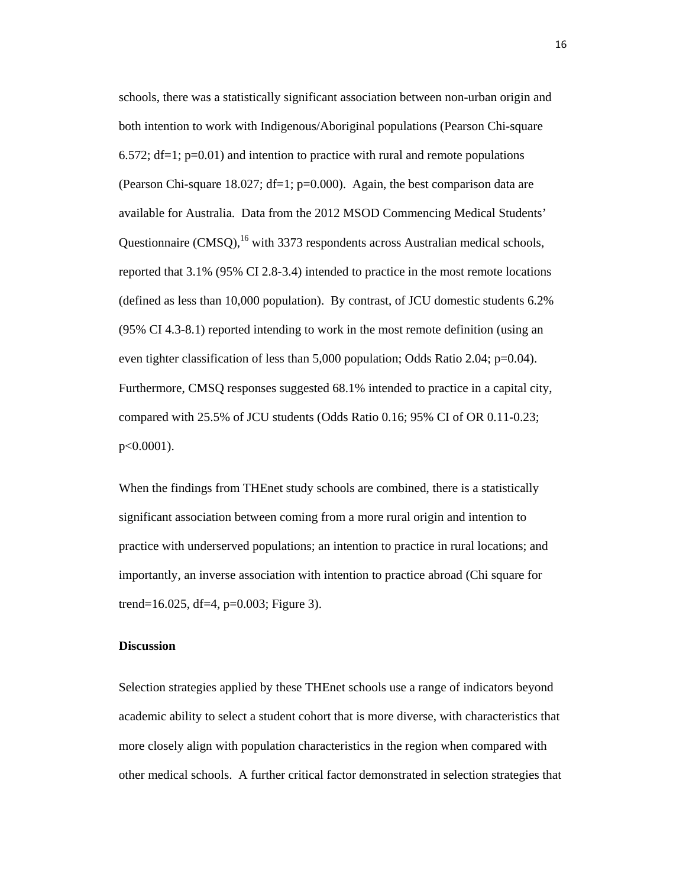schools, there was a statistically significant association between non-urban origin and both intention to work with Indigenous/Aboriginal populations (Pearson Chi-square 6.572; df=1; p=0.01) and intention to practice with rural and remote populations (Pearson Chi-square 18.027; df=1; p=0.000). Again, the best comparison data are available for Australia. Data from the 2012 MSOD Commencing Medical Students' Questionnaire (CMSQ),[16] with 3373 respondents across Australian medical schools, reported that 3.1% (95% CI 2.8-3.4) intended to practice in the most remote locations (defined as less than 10,000 population). By contrast, of JCU domestic students 6.2% (95% CI 4.3-8.1) reported intending to work in the most remote definition (using an even tighter classification of less than 5,000 population; Odds Ratio 2.04; p=0.04). Furthermore, CMSQ responses suggested 68.1% intended to practice in a capital city, compared with 25.5% of JCU students (Odds Ratio 0.16; 95% CI of OR 0.11-0.23; p<0.0001).

When the findings from THEnet study schools are combined, there is a statistically significant association between coming from a more rural origin and intention to practice with underserved populations; an intention to practice in rural locations; and importantly, an inverse association with intention to practice abroad (Chi square for trend=16.025, df=4, p=0.003; Figure 3).

**Discussion**

Selection strategies applied by these THEnet schools use a range of indicators beyond academic ability to select a student cohort that is more diverse, with characteristics that more closely align with population characteristics in the region when compared with other medical schools. A further critical factor demonstrated in selection strategies that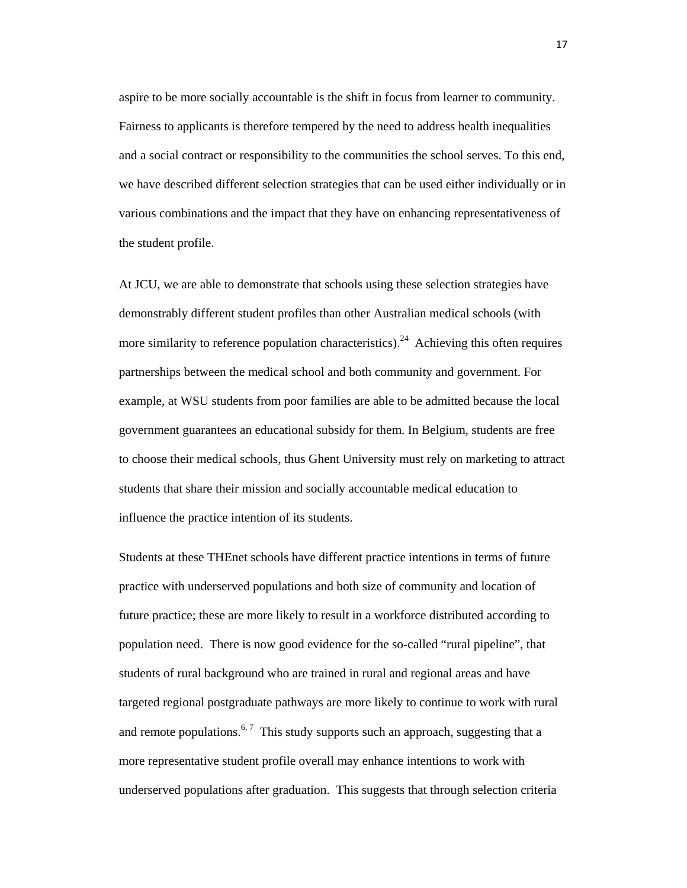aspire to be more socially accountable is the shift in focus from learner to community. Fairness to applicants is therefore tempered by the need to address health inequalities and a social contract or responsibility to the communities the school serves. To this end, we have described different selection strategies that can be used either individually or in various combinations and the impact that they have on enhancing representativeness of the student profile.

At JCU, we are able to demonstrate that schools using these selection strategies have demonstrably different student profiles than other Australian medical schools (with more similarity to reference population characteristics).[24] Achieving this often requires partnerships between the medical school and both community and government. For example, at WSU students from poor families are able to be admitted because the local government guarantees an educational subsidy for them. In Belgium, students are free to choose their medical schools, thus Ghent University must rely on marketing to attract students that share their mission and socially accountable medical education to influence the practice intention of its students.

Students at these THEnet schools have different practice intentions in terms of future practice with underserved populations and both size of community and location of future practice; these are more likely to result in a workforce distributed according to population need. There is now good evidence for the so-called "rural pipeline", that students of rural background who are trained in rural and regional areas and have targeted regional postgraduate pathways are more likely to continue to work with rural and remote populations.[6, 7] This study supports such an approach, suggesting that a more representative student profile overall may enhance intentions to work with underserved populations after graduation. This suggests that through selection criteria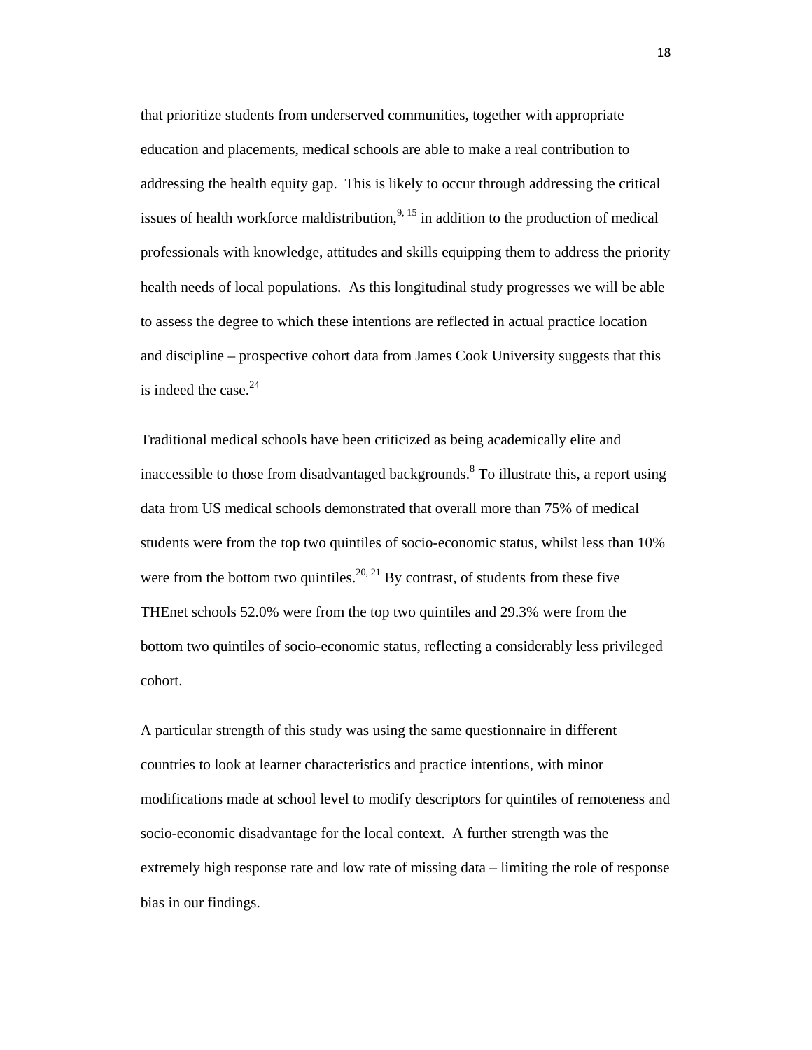that prioritize students from underserved communities, together with appropriate education and placements, medical schools are able to make a real contribution to addressing the health equity gap. This is likely to occur through addressing the critical issues of health workforce maldistribution,[9, 15] in addition to the production of medical professionals with knowledge, attitudes and skills equipping them to address the priority health needs of local populations. As this longitudinal study progresses we will be able to assess the degree to which these intentions are reflected in actual practice location and discipline – prospective cohort data from James Cook University suggests that this is indeed the case.[24]

Traditional medical schools have been criticized as being academically elite and inaccessible to those from disadvantaged backgrounds.[8] To illustrate this, a report using data from US medical schools demonstrated that overall more than 75% of medical students were from the top two quintiles of socio-economic status, whilst less than 10% were from the bottom two quintiles.[20, 21] By contrast, of students from these five THEnet schools 52.0% were from the top two quintiles and 29.3% were from the bottom two quintiles of socio-economic status, reflecting a considerably less privileged cohort.

A particular strength of this study was using the same questionnaire in different countries to look at learner characteristics and practice intentions, with minor modifications made at school level to modify descriptors for quintiles of remoteness and socio-economic disadvantage for the local context. A further strength was the extremely high response rate and low rate of missing data – limiting the role of response bias in our findings.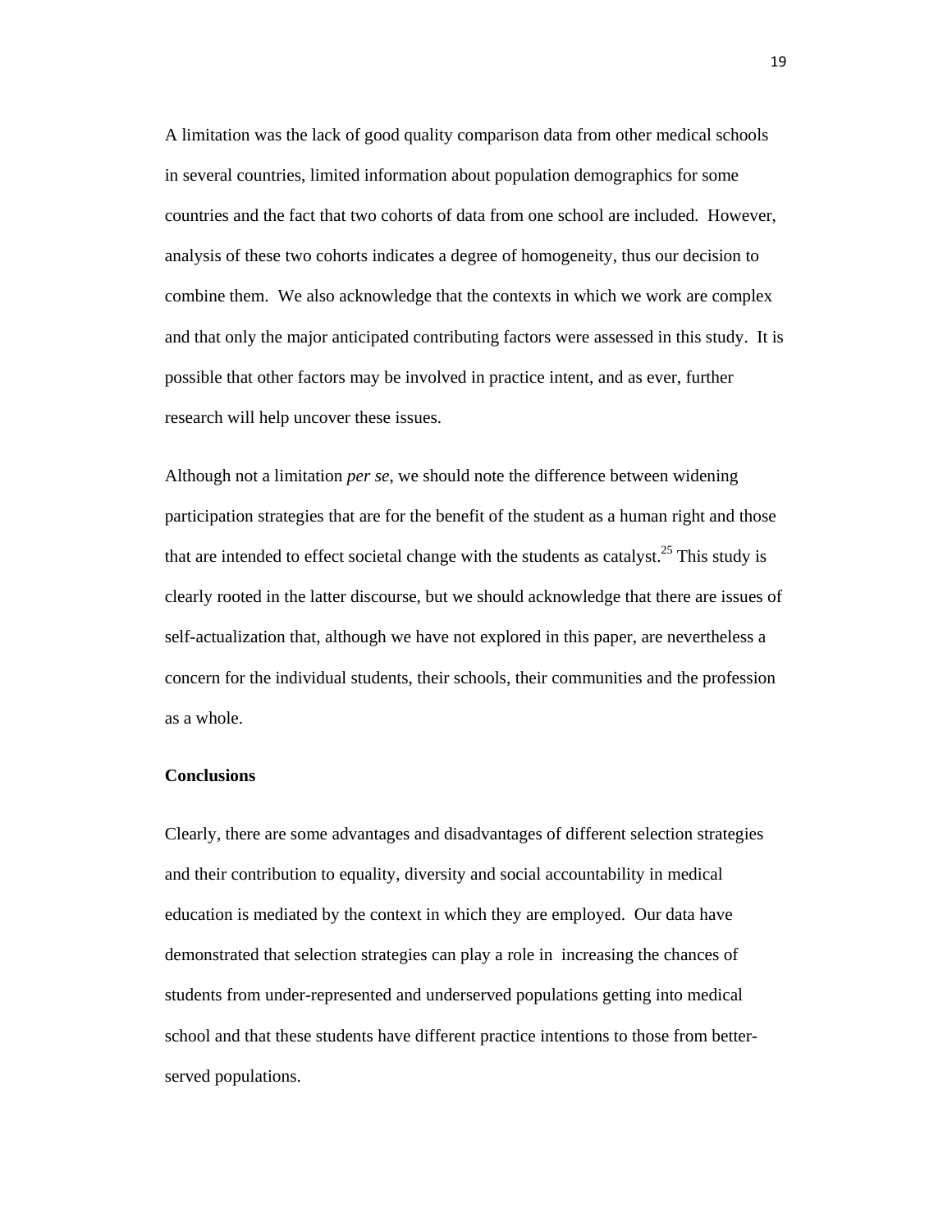A limitation was the lack of good quality comparison data from other medical schools in several countries, limited information about population demographics for some countries and the fact that two cohorts of data from one school are included. However, analysis of these two cohorts indicates a degree of homogeneity, thus our decision to combine them. We also acknowledge that the contexts in which we work are complex and that only the major anticipated contributing factors were assessed in this study. It is possible that other factors may be involved in practice intent, and as ever, further research will help uncover these issues.

Although not a limitation *per se*, we should note the difference between widening participation strategies that are for the benefit of the student as a human right and those that are intended to effect societal change with the students as catalyst.[25] This study is clearly rooted in the latter discourse, but we should acknowledge that there are issues of self-actualization that, although we have not explored in this paper, are nevertheless a concern for the individual students, their schools, their communities and the profession as a whole.

**Conclusions**

Clearly, there are some advantages and disadvantages of different selection strategies and their contribution to equality, diversity and social accountability in medical education is mediated by the context in which they are employed. Our data have demonstrated that selection strategies can play a role in increasing the chances of students from under-represented and underserved populations getting into medical school and that these students have different practice intentions to those from better-served populations.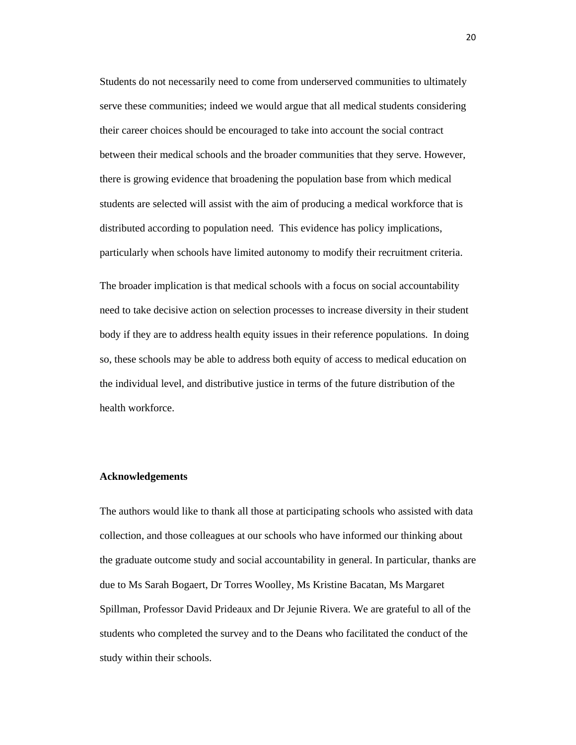Students do not necessarily need to come from underserved communities to ultimately serve these communities; indeed we would argue that all medical students considering their career choices should be encouraged to take into account the social contract between their medical schools and the broader communities that they serve. However, there is growing evidence that broadening the population base from which medical students are selected will assist with the aim of producing a medical workforce that is distributed according to population need. This evidence has policy implications, particularly when schools have limited autonomy to modify their recruitment criteria.

The broader implication is that medical schools with a focus on social accountability need to take decisive action on selection processes to increase diversity in their student body if they are to address health equity issues in their reference populations. In doing so, these schools may be able to address both equity of access to medical education on the individual level, and distributive justice in terms of the future distribution of the health workforce.

**Acknowledgements**

The authors would like to thank all those at participating schools who assisted with data collection, and those colleagues at our schools who have informed our thinking about the graduate outcome study and social accountability in general. In particular, thanks are due to Ms Sarah Bogaert, Dr Torres Woolley, Ms Kristine Bacatan, Ms Margaret Spillman, Professor David Prideaux and Dr Jejunie Rivera. We are grateful to all of the students who completed the survey and to the Deans who facilitated the conduct of the study within their schools.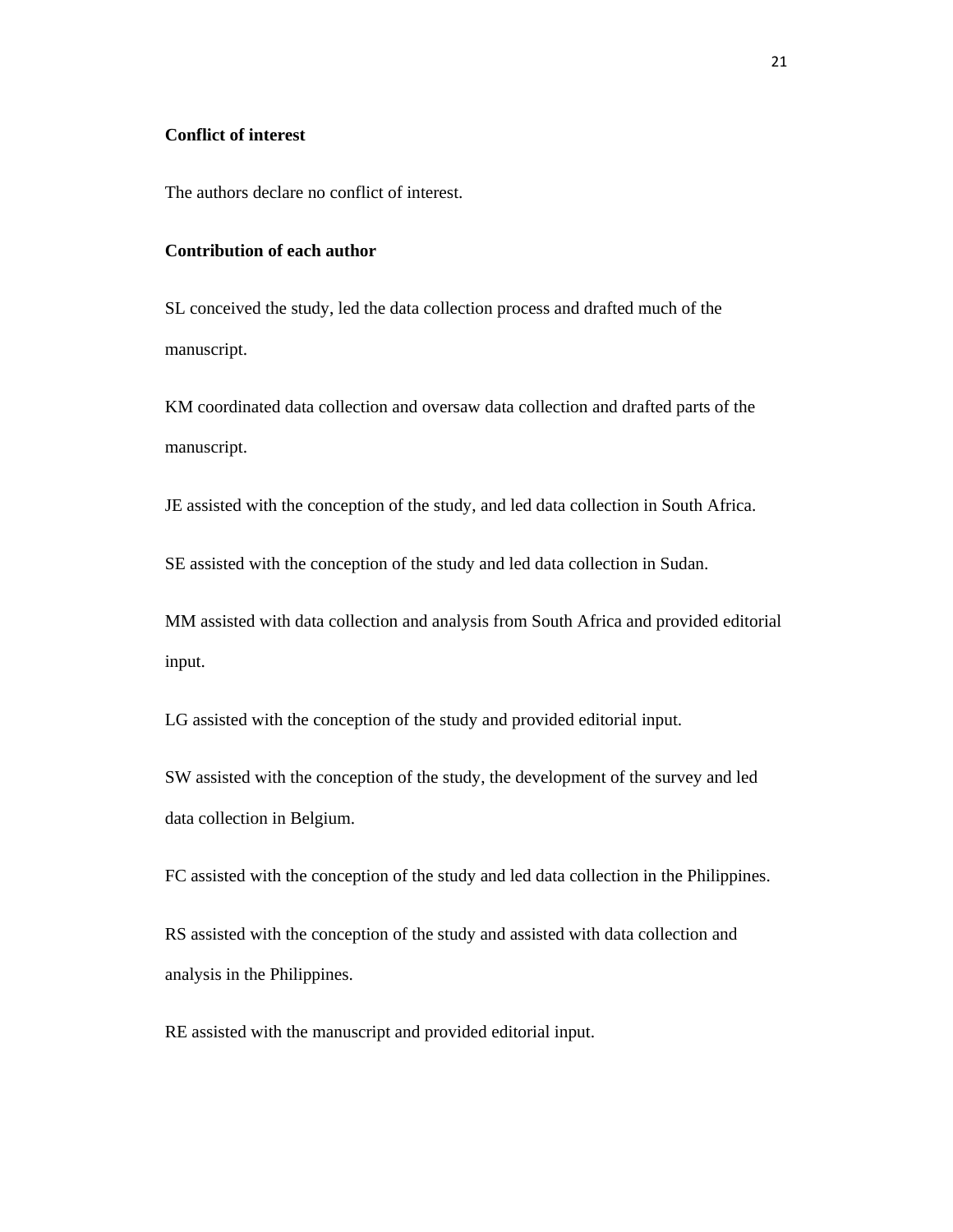**Conflict of interest**

The authors declare no conflict of interest.

**Contribution of each author**

SL conceived the study, led the data collection process and drafted much of the manuscript.

KM coordinated data collection and oversaw data collection and drafted parts of the manuscript.

JE assisted with the conception of the study, and led data collection in South Africa.

SE assisted with the conception of the study and led data collection in Sudan.

MM assisted with data collection and analysis from South Africa and provided editorial input.

LG assisted with the conception of the study and provided editorial input.

SW assisted with the conception of the study, the development of the survey and led data collection in Belgium.

FC assisted with the conception of the study and led data collection in the Philippines.

RS assisted with the conception of the study and assisted with data collection and analysis in the Philippines.

RE assisted with the manuscript and provided editorial input.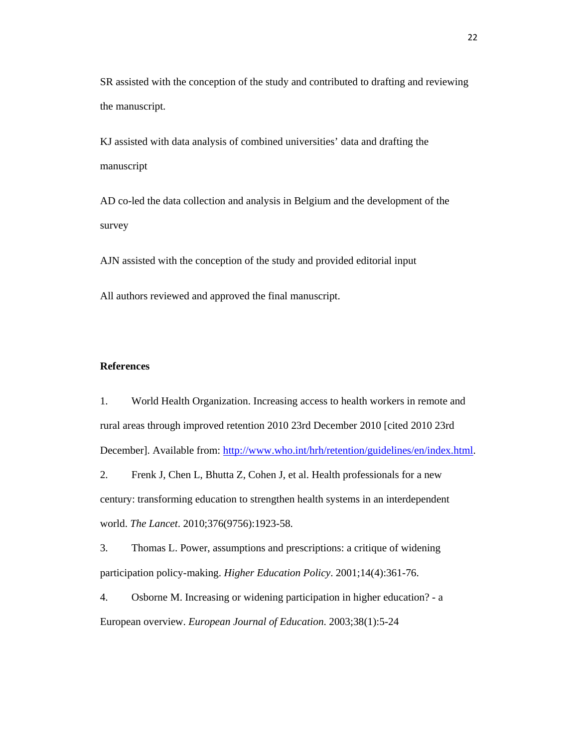SR assisted with the conception of the study and contributed to drafting and reviewing the manuscript.

KJ assisted with data analysis of combined universities' data and drafting the manuscript

AD co-led the data collection and analysis in Belgium and the development of the survey

AJN assisted with the conception of the study and provided editorial input

All authors reviewed and approved the final manuscript.

**References**

1. World Health Organization. Increasing access to health workers in remote and rural areas through improved retention 2010 23rd December 2010 [cited 2010 23rd December]. Available from: http://www.who.int/hrh/retention/guidelines/en/index.html.
2. Frenk J, Chen L, Bhutta Z, Cohen J, et al. Health professionals for a new century: transforming education to strengthen health systems in an interdependent world. *The Lancet*. 2010;376(9756):1923-58.
3. Thomas L. Power, assumptions and prescriptions: a critique of widening participation policy-making. *Higher Education Policy*. 2001;14(4):361-76.
4. Osborne M. Increasing or widening participation in higher education? - a European overview. *European Journal of Education*. 2003;38(1):5-24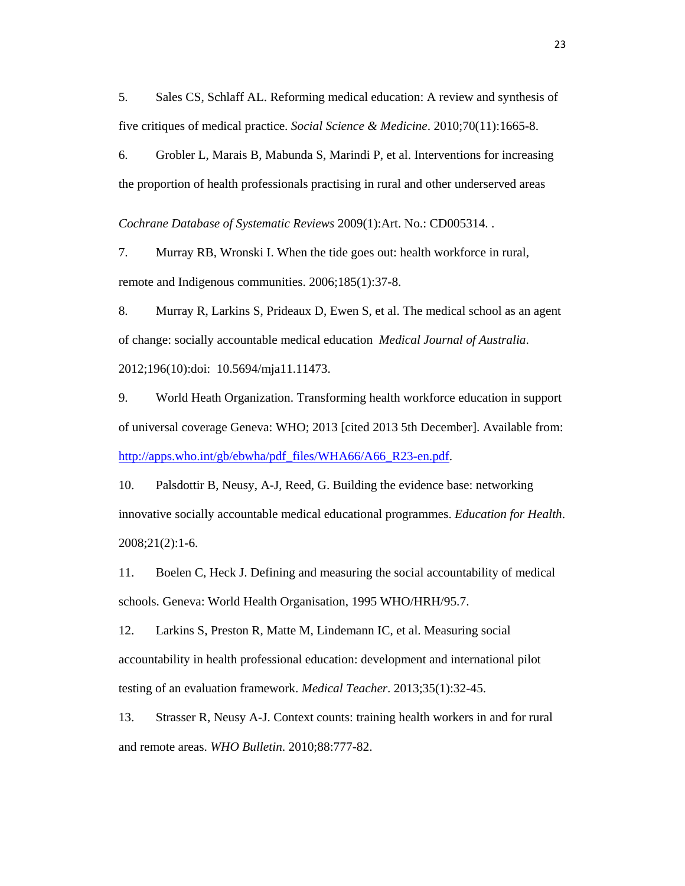5. Sales CS, Schlaff AL. Reforming medical education: A review and synthesis of five critiques of medical practice. *Social Science & Medicine*. 2010;70(11):1665-8.

6. Grobler L, Marais B, Mabunda S, Marindi P, et al. Interventions for increasing the proportion of health professionals practising in rural and other underserved areas *Cochrane Database of Systematic Reviews* 2009(1):Art. No.: CD005314. .

7. Murray RB, Wronski I. When the tide goes out: health workforce in rural, remote and Indigenous communities. 2006;185(1):37-8.

8. Murray R, Larkins S, Prideaux D, Ewen S, et al. The medical school as an agent of change: socially accountable medical education *Medical Journal of Australia*. 2012;196(10):doi: 10.5694/mja11.11473.

9. World Heath Organization. Transforming health workforce education in support of universal coverage Geneva: WHO; 2013 [cited 2013 5th December]. Available from: http://apps.who.int/gb/ebwha/pdf_files/WHA66/A66_R23-en.pdf.

10. Palsdottir B, Neusy, A-J, Reed, G. Building the evidence base: networking innovative socially accountable medical educational programmes. *Education for Health*. 2008;21(2):1-6.

11. Boelen C, Heck J. Defining and measuring the social accountability of medical schools. Geneva: World Health Organisation, 1995 WHO/HRH/95.7.

12. Larkins S, Preston R, Matte M, Lindemann IC, et al. Measuring social accountability in health professional education: development and international pilot testing of an evaluation framework. *Medical Teacher*. 2013;35(1):32-45.

13. Strasser R, Neusy A-J. Context counts: training health workers in and for rural and remote areas. *WHO Bulletin*. 2010;88:777-82.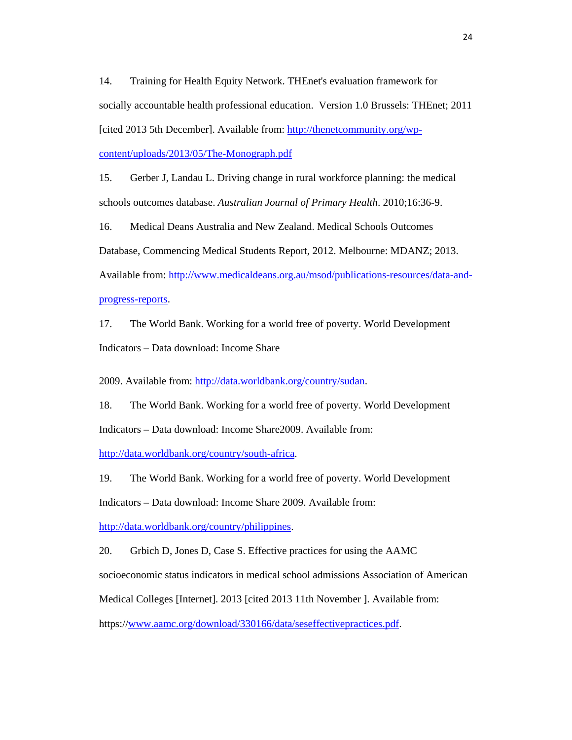14. Training for Health Equity Network. THEnet's evaluation framework for socially accountable health professional education. Version 1.0 Brussels: THEnet; 2011 [cited 2013 5th December]. Available from: http://thenetcommunity.org/wp-content/uploads/2013/05/The-Monograph.pdf

15. Gerber J, Landau L. Driving change in rural workforce planning: the medical schools outcomes database. *Australian Journal of Primary Health*. 2010;16:36-9.

16. Medical Deans Australia and New Zealand. Medical Schools Outcomes Database, Commencing Medical Students Report, 2012. Melbourne: MDANZ; 2013. Available from: http://www.medicaldeans.org.au/msod/publications-resources/data-and-progress-reports.

17. The World Bank. Working for a world free of poverty. World Development Indicators – Data download: Income Share

2009. Available from: http://data.worldbank.org/country/sudan.

18. The World Bank. Working for a world free of poverty. World Development Indicators – Data download: Income Share2009. Available from: http://data.worldbank.org/country/south-africa.

19. The World Bank. Working for a world free of poverty. World Development Indicators – Data download: Income Share 2009. Available from: http://data.worldbank.org/country/philippines.

20. Grbich D, Jones D, Case S. Effective practices for using the AAMC socioeconomic status indicators in medical school admissions Association of American Medical Colleges [Internet]. 2013 [cited 2013 11th November ]. Available from: https://www.aamc.org/download/330166/data/seseffectivepractices.pdf.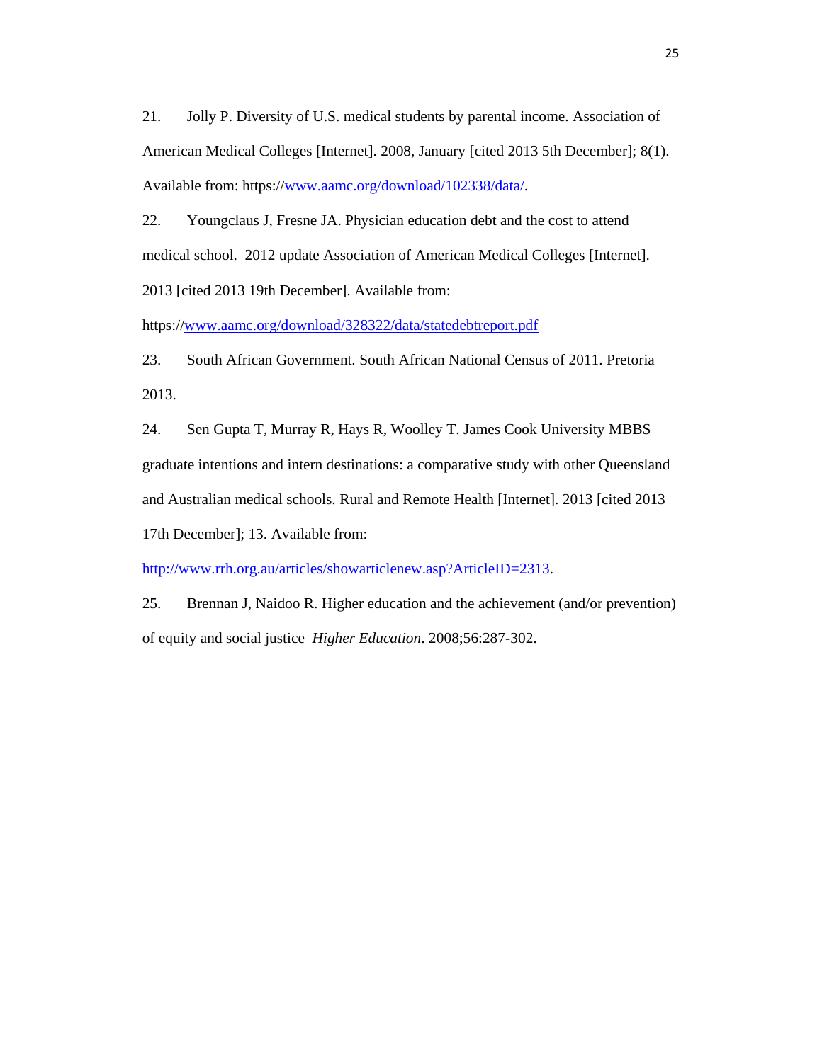21. Jolly P. Diversity of U.S. medical students by parental income. Association of American Medical Colleges [Internet]. 2008, January [cited 2013 5th December]; 8(1). Available from: https://www.aamc.org/download/102338/data/.

22. Youngclaus J, Fresne JA. Physician education debt and the cost to attend medical school. 2012 update Association of American Medical Colleges [Internet]. 2013 [cited 2013 19th December]. Available from: https://www.aamc.org/download/328322/data/statedebtreport.pdf

23. South African Government. South African National Census of 2011. Pretoria 2013.

24. Sen Gupta T, Murray R, Hays R, Woolley T. James Cook University MBBS graduate intentions and intern destinations: a comparative study with other Queensland and Australian medical schools. Rural and Remote Health [Internet]. 2013 [cited 2013 17th December]; 13. Available from: http://www.rrh.org.au/articles/showarticlenew.asp?ArticleID=2313.

25. Brennan J, Naidoo R. Higher education and the achievement (and/or prevention) of equity and social justice *Higher Education*. 2008;56:287-302.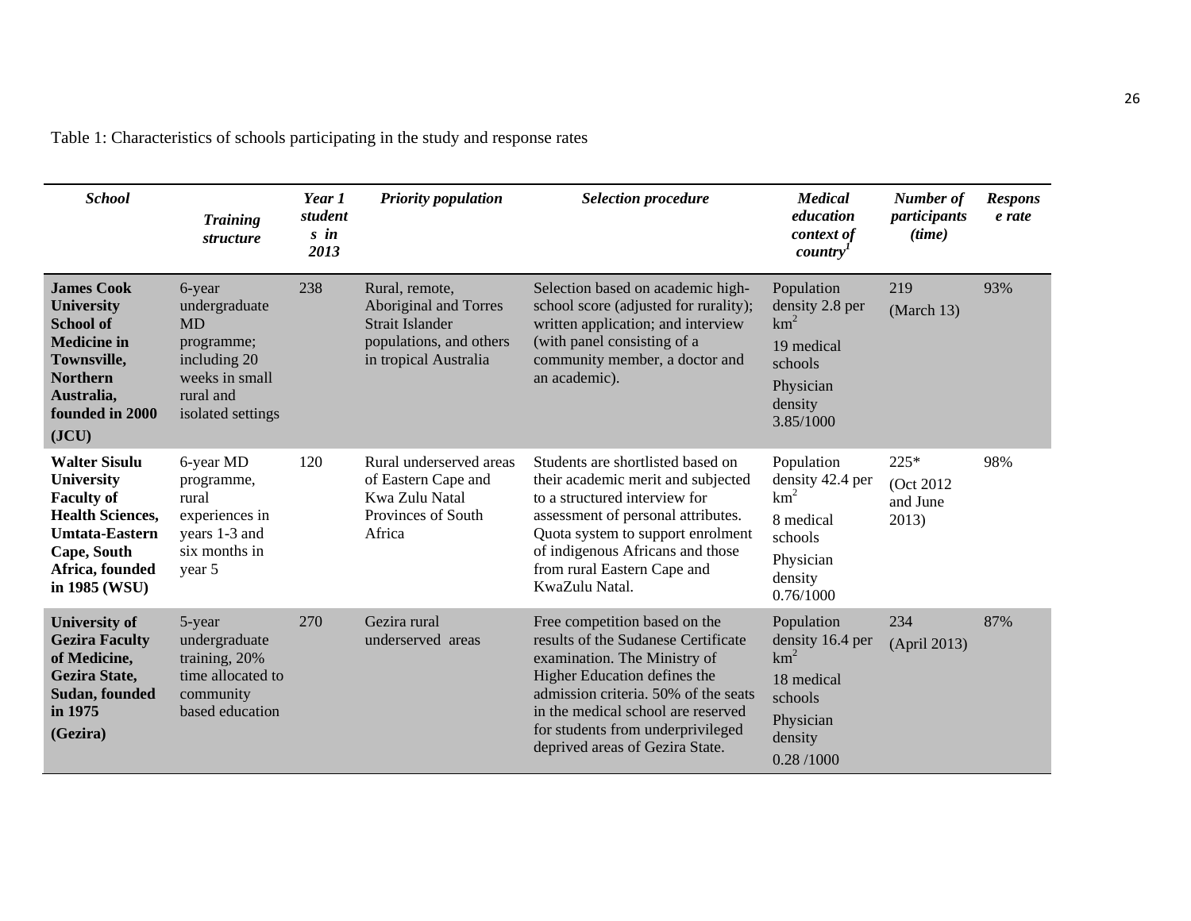Table 1: Characteristics of schools participating in the study and response rates

| *School* | *Training structure* | *Year 1 students in 2013* | *Priority population* | *Selection procedure* | *Medical education context of country*[1] | *Number of participants (time)* | *Response rate* |
|---|---|---|---|---|---|---|---|
| **James Cook University School of Medicine in Townsville, Northern Australia, founded in 2000 (JCU)** | 6-year undergraduate MD programme; including 20 weeks in small rural and isolated settings | 238 | Rural, remote, Aboriginal and Torres Strait Islander populations, and others in tropical Australia | Selection based on academic high-school score (adjusted for rurality); written application; and interview (with panel consisting of a community member, a doctor and an academic). | Population density 2.8 per $km^2$; 19 medical schools; Physician density 3.85/1000 | 219 (March 13) | 93% |
| **Walter Sisulu University Faculty of Health Sciences, Umtata-Eastern Cape, South Africa, founded in 1985 (WSU)** | 6-year MD programme, rural experiences in years 1-3 and six months in year 5 | 120 | Rural underserved areas of Eastern Cape and Kwa Zulu Natal Provinces of South Africa | Students are shortlisted based on their academic merit and subjected to a structured interview for assessment of personal attributes. Quota system to support enrolment of indigenous Africans and those from rural Eastern Cape and KwaZulu Natal. | Population density 42.4 per $km^2$; 8 medical schools; Physician density 0.76/1000 | 225* (Oct 2012 and June 2013) | 98% |
| **University of Gezira Faculty of Medicine, Gezira State, Sudan, founded in 1975 (Gezira)** | 5-year undergraduate training, 20% time allocated to community based education | 270 | Gezira rural underserved areas | Free competition based on the results of the Sudanese Certificate examination. The Ministry of Higher Education defines the admission criteria. 50% of the seats in the medical school are reserved for students from underprivileged deprived areas of Gezira State. | Population density 16.4 per $km^2$; 18 medical schools; Physician density 0.28 /1000 | 234 (April 2013) | 87% |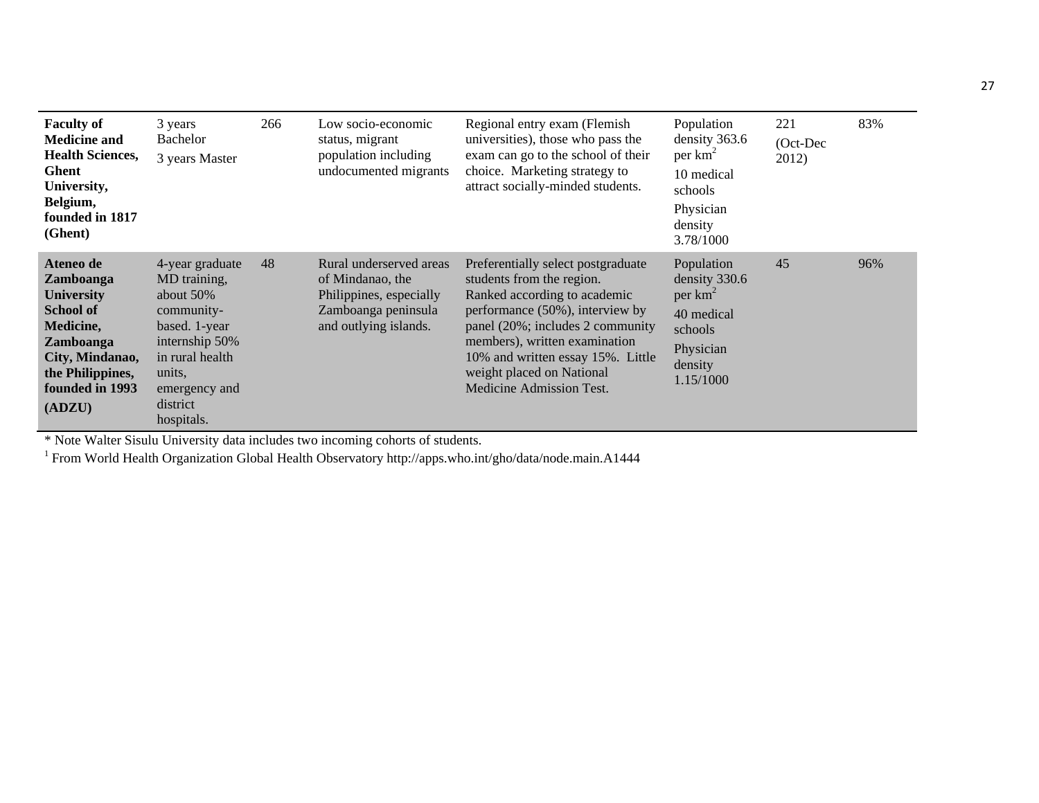| | | | | | | | |
|---|---|---|---|---|---|---|---|
| **Faculty of Medicine and Health Sciences, Ghent University, Belgium, founded in 1817 (Ghent)** | 3 years Bachelor<br>3 years Master | 266 | Low socio-economic status, migrant population including undocumented migrants | Regional entry exam (Flemish universities), those who pass the exam can go to the school of their choice. Marketing strategy to attract socially-minded students. | Population density 363.6 per $km^2$<br>10 medical schools<br>Physician density 3.78/1000 | 221 (Oct-Dec 2012) | 83% |
| **Ateneo de Zamboanga University School of Medicine, Zamboanga City, Mindanao, the Philippines, founded in 1993 (ADZU)** | 4-year graduate MD training, about 50% community-based. 1-year internship 50% in rural health units, emergency and district hospitals. | 48 | Rural underserved areas of Mindanao, the Philippines, especially Zamboanga peninsula and outlying islands. | Preferentially select postgraduate students from the region. Ranked according to academic performance (50%), interview by panel (20%; includes 2 community members), written examination 10% and written essay 15%. Little weight placed on National Medicine Admission Test. | Population density 330.6 per $km^2$<br>40 medical schools<br>Physician density 1.15/1000 | 45 | 96% |

\* Note Walter Sisulu University data includes two incoming cohorts of students.

[1] From World Health Organization Global Health Observatory http://apps.who.int/gho/data/node.main.A1444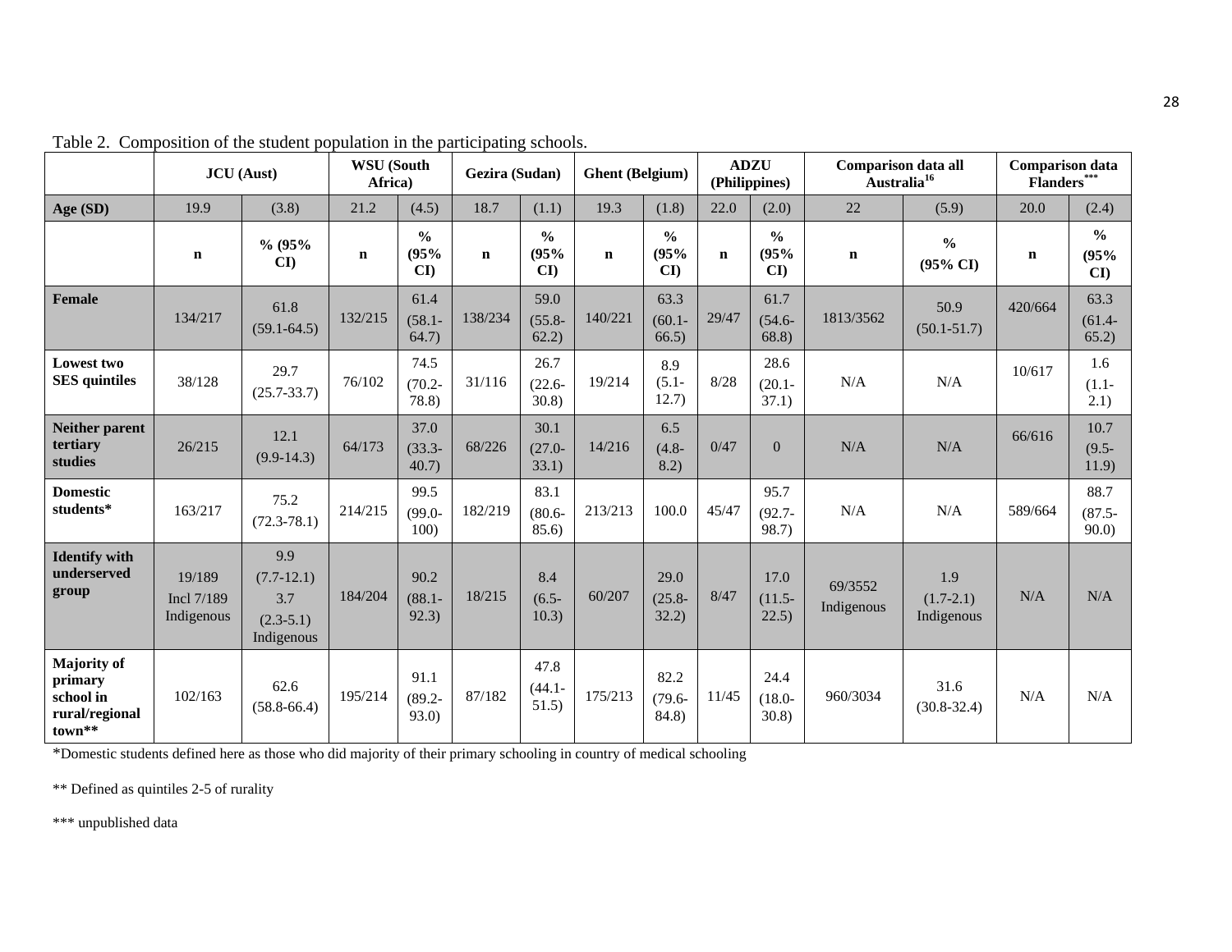Table 2. Composition of the student population in the participating schools.

| | JCU (Aust) | | WSU (South Africa) | | Gezira (Sudan) | | Ghent (Belgium) | | ADZU (Philippines) | | Comparison data all Australia[16] | | Comparison data Flanders*** | |
|---|---|---|---|---|---|---|---|---|---|---|---|---|---|---|
| **Age (SD)** | 19.9 | (3.8) | 21.2 | (4.5) | 18.7 | (1.1) | 19.3 | (1.8) | 22.0 | (2.0) | 22 | (5.9) | 20.0 | (2.4) |
| | **n** | **% (95% CI)** | **n** | **% (95% CI)** | **n** | **% (95% CI)** | **n** | **% (95% CI)** | **n** | **% (95% CI)** | **n** | **% (95% CI)** | **n** | **% (95% CI)** |
| **Female** | 134/217 | 61.8 (59.1-64.5) | 132/215 | 61.4 (58.1-64.7) | 138/234 | 59.0 (55.8-62.2) | 140/221 | 63.3 (60.1-66.5) | 29/47 | 61.7 (54.6-68.8) | 1813/3562 | 50.9 (50.1-51.7) | 420/664 | 63.3 (61.4-65.2) |
| **Lowest two SES quintiles** | 38/128 | 29.7 (25.7-33.7) | 76/102 | 74.5 (70.2-78.8) | 31/116 | 26.7 (22.6-30.8) | 19/214 | 8.9 (5.1-12.7) | 8/28 | 28.6 (20.1-37.1) | N/A | N/A | 10/617 | 1.6 (1.1-2.1) |
| **Neither parent tertiary studies** | 26/215 | 12.1 (9.9-14.3) | 64/173 | 37.0 (33.3-40.7) | 68/226 | 30.1 (27.0-33.1) | 14/216 | 6.5 (4.8-8.2) | 0/47 | 0 | N/A | N/A | 66/616 | 10.7 (9.5-11.9) |
| **Domestic students*** | 163/217 | 75.2 (72.3-78.1) | 214/215 | 99.5 (99.0-100) | 182/219 | 83.1 (80.6-85.6) | 213/213 | 100.0 | 45/47 | 95.7 (92.7-98.7) | N/A | N/A | 589/664 | 88.7 (87.5-90.0) |
| **Identify with underserved group** | 19/189 Incl 7/189 Indigenous | 9.9 (7.7-12.1) 3.7 (2.3-5.1) Indigenous | 184/204 | 90.2 (88.1-92.3) | 18/215 | 8.4 (6.5-10.3) | 60/207 | 29.0 (25.8-32.2) | 8/47 | 17.0 (11.5-22.5) | 69/3552 Indigenous | 1.9 (1.7-2.1) Indigenous | N/A | N/A |
| **Majority of primary school in rural/regional town**** | 102/163 | 62.6 (58.8-66.4) | 195/214 | 91.1 (89.2-93.0) | 87/182 | 47.8 (44.1-51.5) | 175/213 | 82.2 (79.6-84.8) | 11/45 | 24.4 (18.0-30.8) | 960/3034 | 31.6 (30.8-32.4) | N/A | N/A |

*Domestic students defined here as those who did majority of their primary schooling in country of medical schooling

** Defined as quintiles 2-5 of rurality

*** unpublished data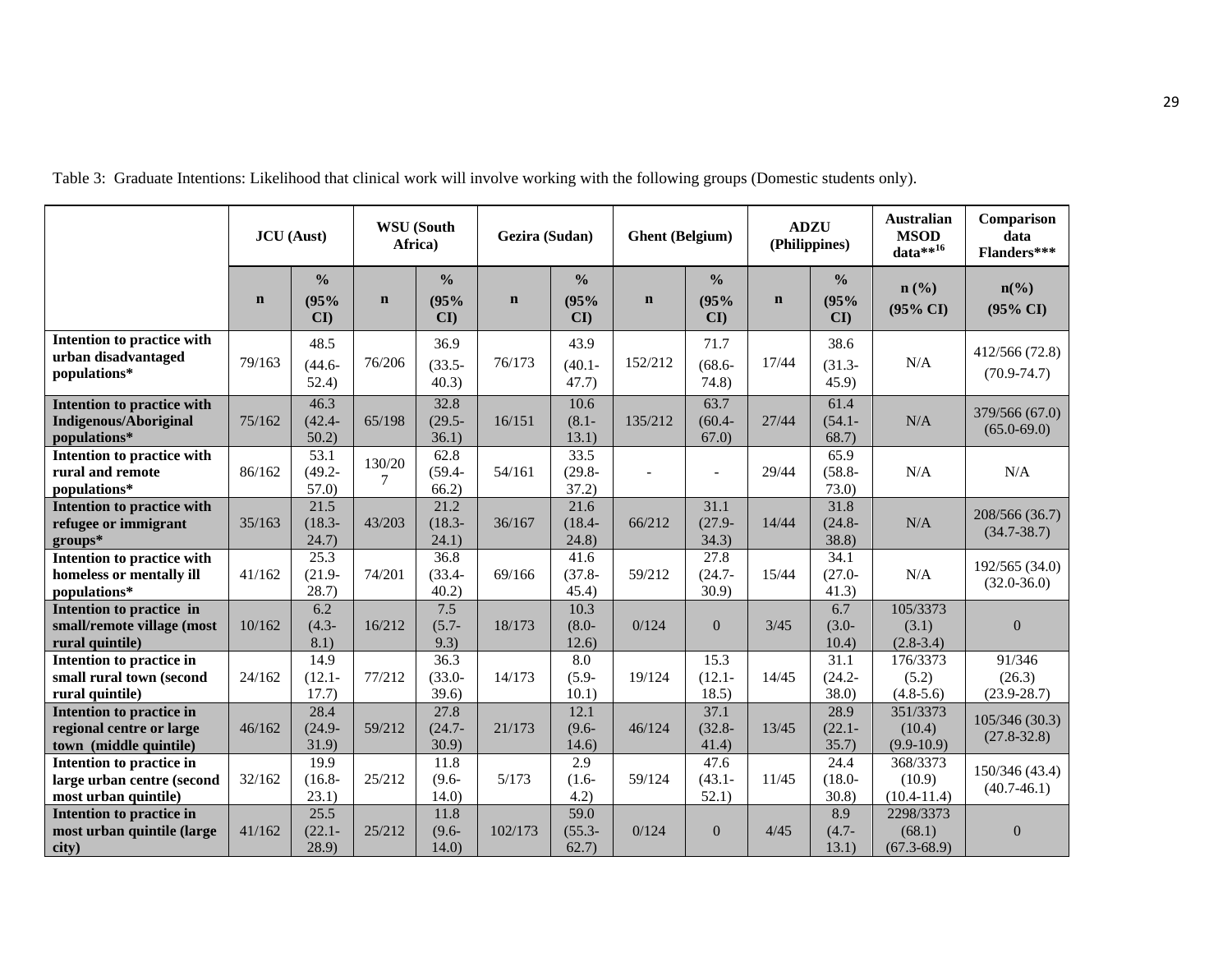Table 3: Graduate Intentions: Likelihood that clinical work will involve working with the following groups (Domestic students only).

| | JCU (Aust) | | WSU (South Africa) | | Gezira (Sudan) | | Ghent (Belgium) | | ADZU (Philippines) | | Australian MSOD data**[16] | Comparison data Flanders*** |
|---|---|---|---|---|---|---|---|---|---|---|---|---|
| | **n** | **% (95% CI)** | **n** | **% (95% CI)** | **n** | **% (95% CI)** | **n** | **% (95% CI)** | **n** | **% (95% CI)** | **n (%) (95% CI)** | **n(%) (95% CI)** |
| **Intention to practice with urban disadvantaged populations*** | 79/163 | 48.5 (44.6-52.4) | 76/206 | 36.9 (33.5-40.3) | 76/173 | 43.9 (40.1-47.7) | 152/212 | 71.7 (68.6-74.8) | 17/44 | 38.6 (31.3-45.9) | N/A | 412/566 (72.8) (70.9-74.7) |
| **Intention to practice with Indigenous/Aboriginal populations*** | 75/162 | 46.3 (42.4-50.2) | 65/198 | 32.8 (29.5-36.1) | 16/151 | 10.6 (8.1-13.1) | 135/212 | 63.7 (60.4-67.0) | 27/44 | 61.4 (54.1-68.7) | N/A | 379/566 (67.0) (65.0-69.0) |
| **Intention to practice with rural and remote populations*** | 86/162 | 53.1 (49.2-57.0) | 130/207 | 62.8 (59.4-66.2) | 54/161 | 33.5 (29.8-37.2) | - | - | 29/44 | 65.9 (58.8-73.0) | N/A | N/A |
| **Intention to practice with refugee or immigrant groups*** | 35/163 | 21.5 (18.3-24.7) | 43/203 | 21.2 (18.3-24.1) | 36/167 | 21.6 (18.4-24.8) | 66/212 | 31.1 (27.9-34.3) | 14/44 | 31.8 (24.8-38.8) | N/A | 208/566 (36.7) (34.7-38.7) |
| **Intention to practice with homeless or mentally ill populations*** | 41/162 | 25.3 (21.9-28.7) | 74/201 | 36.8 (33.4-40.2) | 69/166 | 41.6 (37.8-45.4) | 59/212 | 27.8 (24.7-30.9) | 15/44 | 34.1 (27.0-41.3) | N/A | 192/565 (34.0) (32.0-36.0) |
| **Intention to practice in small/remote village (most rural quintile)** | 10/162 | 6.2 (4.3-8.1) | 16/212 | 7.5 (5.7-9.3) | 18/173 | 10.3 (8.0-12.6) | 0/124 | 0 | 3/45 | 6.7 (3.0-10.4) | 105/3373 (3.1) (2.8-3.4) | 0 |
| **Intention to practice in small rural town (second rural quintile)** | 24/162 | 14.9 (12.1-17.7) | 77/212 | 36.3 (33.0-39.6) | 14/173 | 8.0 (5.9-10.1) | 19/124 | 15.3 (12.1-18.5) | 14/45 | 31.1 (24.2-38.0) | 176/3373 (5.2) (4.8-5.6) | 91/346 (26.3) (23.9-28.7) |
| **Intention to practice in regional centre or large town (middle quintile)** | 46/162 | 28.4 (24.9-31.9) | 59/212 | 27.8 (24.7-30.9) | 21/173 | 12.1 (9.6-14.6) | 46/124 | 37.1 (32.8-41.4) | 13/45 | 28.9 (22.1-35.7) | 351/3373 (10.4) (9.9-10.9) | 105/346 (30.3) (27.8-32.8) |
| **Intention to practice in large urban centre (second most urban quintile)** | 32/162 | 19.9 (16.8-23.1) | 25/212 | 11.8 (9.6-14.0) | 5/173 | 2.9 (1.6-4.2) | 59/124 | 47.6 (43.1-52.1) | 11/45 | 24.4 (18.0-30.8) | 368/3373 (10.9) (10.4-11.4) | 150/346 (43.4) (40.7-46.1) |
| **Intention to practice in most urban quintile (large city)** | 41/162 | 25.5 (22.1-28.9) | 25/212 | 11.8 (9.6-14.0) | 102/173 | 59.0 (55.3-62.7) | 0/124 | 0 | 4/45 | 8.9 (4.7-13.1) | 2298/3373 (68.1) (67.3-68.9) | 0 |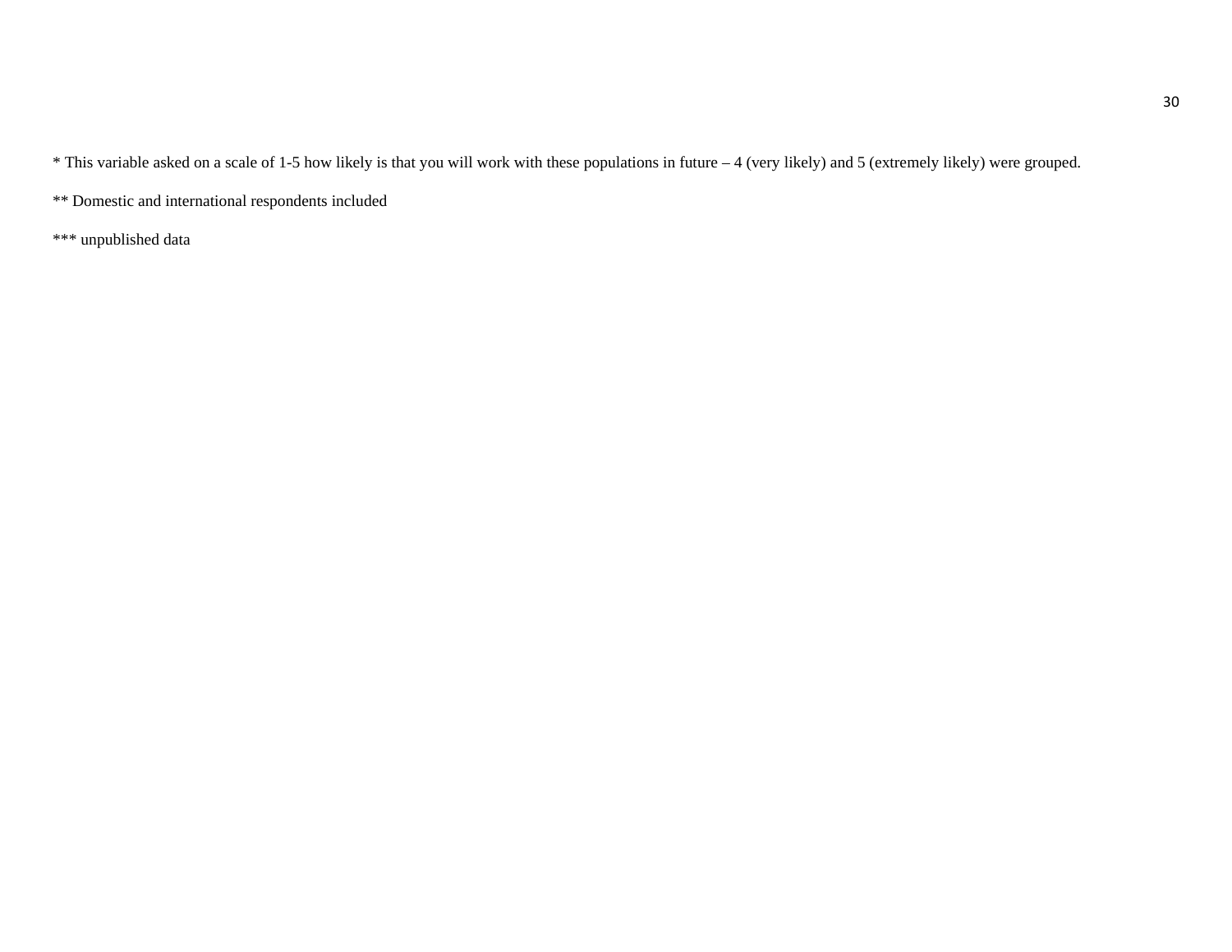* This variable asked on a scale of 1-5 how likely is that you will work with these populations in future – 4 (very likely) and 5 (extremely likely) were grouped.

** Domestic and international respondents included

*** unpublished data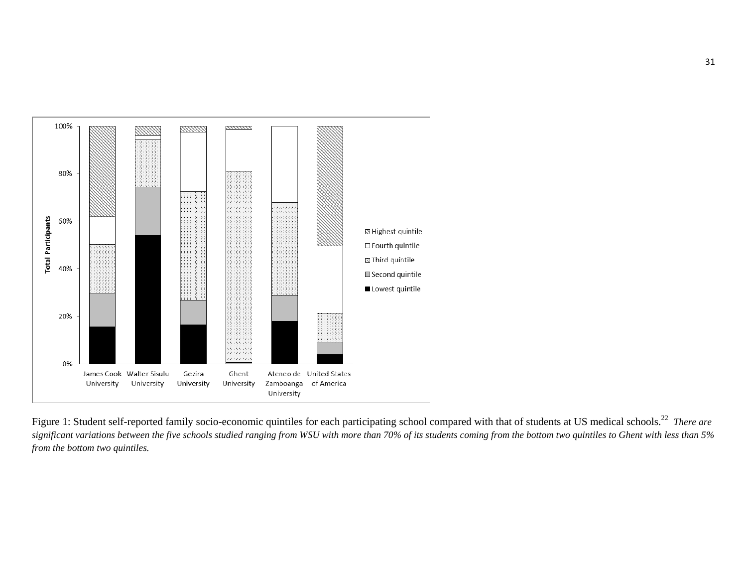Figure 1: Student self-reported family socio-economic quintiles for each participating school compared with that of students at US medical schools.[22] *There are significant variations between the five schools studied ranging from WSU with more than 70% of its students coming from the bottom two quintiles to Ghent with less than 5% from the bottom two quintiles.*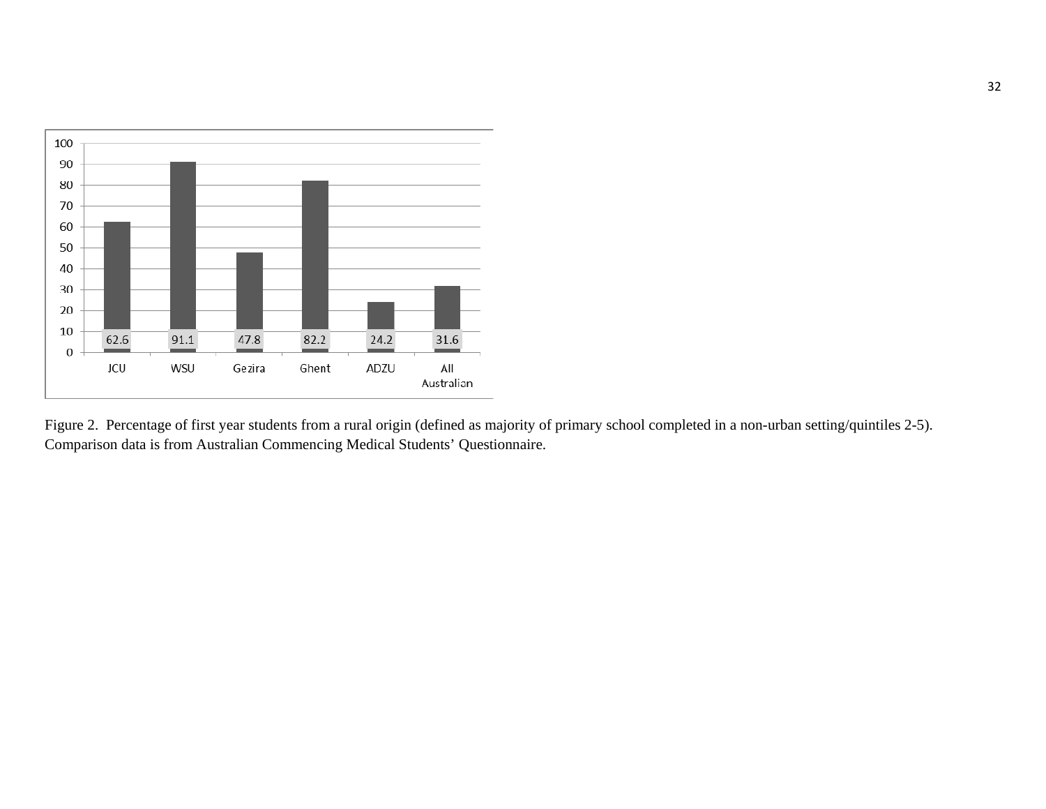| JCU | WSU | Gezira | Ghent | ADZU | All Australian |
|---|---|---|---|---|---|
| 62.6 | 91.1 | 47.8 | 82.2 | 24.2 | 31.6 |

Figure 2. Percentage of first year students from a rural origin (defined as majority of primary school completed in a non-urban setting/quintiles 2-5). Comparison data is from Australian Commencing Medical Students' Questionnaire.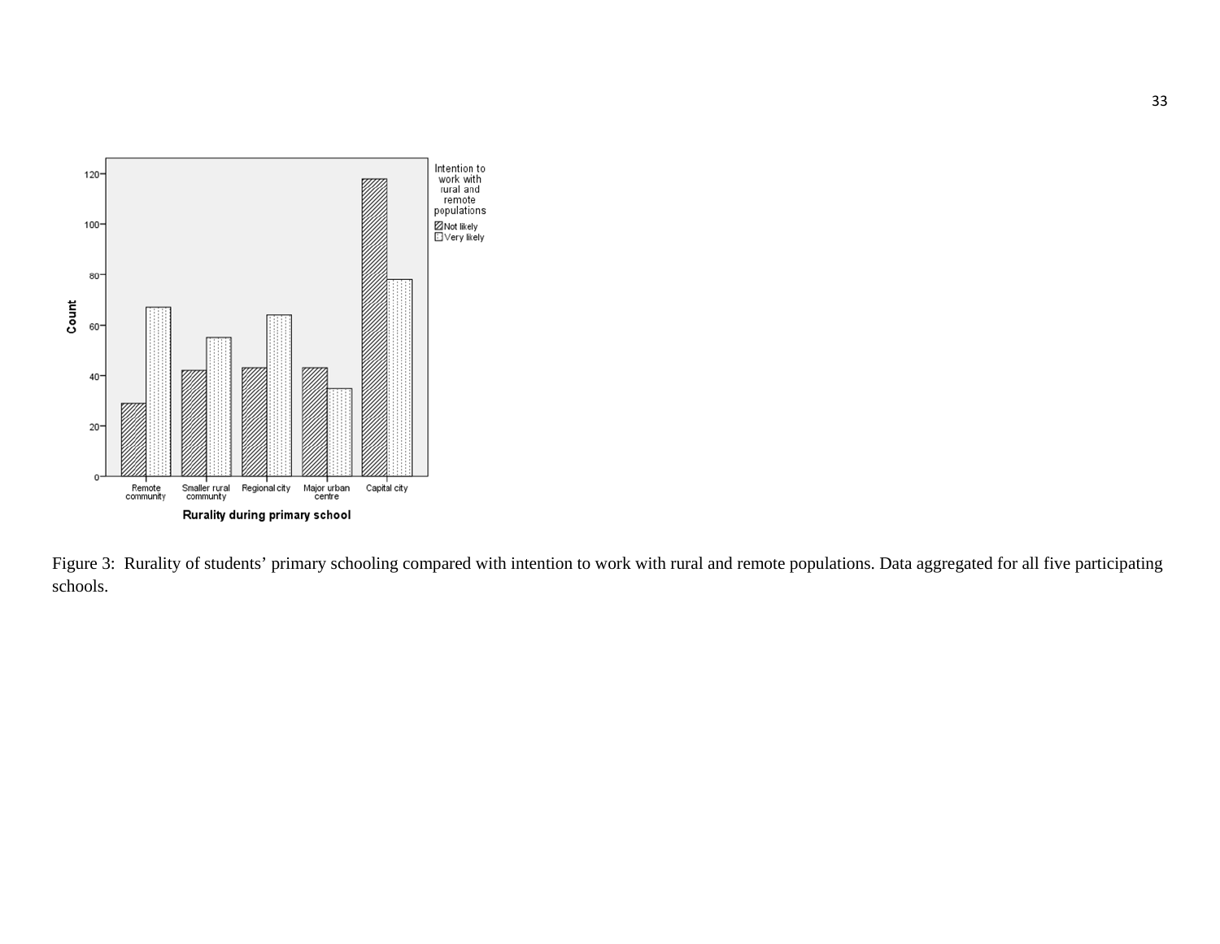Intention to work with rural and remote populations

Not likely

Very likely

Count

120

100

80

60

40

20

0

Remote community

Smaller rural community

Regional city

Major urban centre

Capital city

Rurality during primary school

Figure 3: Rurality of students' primary schooling compared with intention to work with rural and remote populations. Data aggregated for all five participating schools.